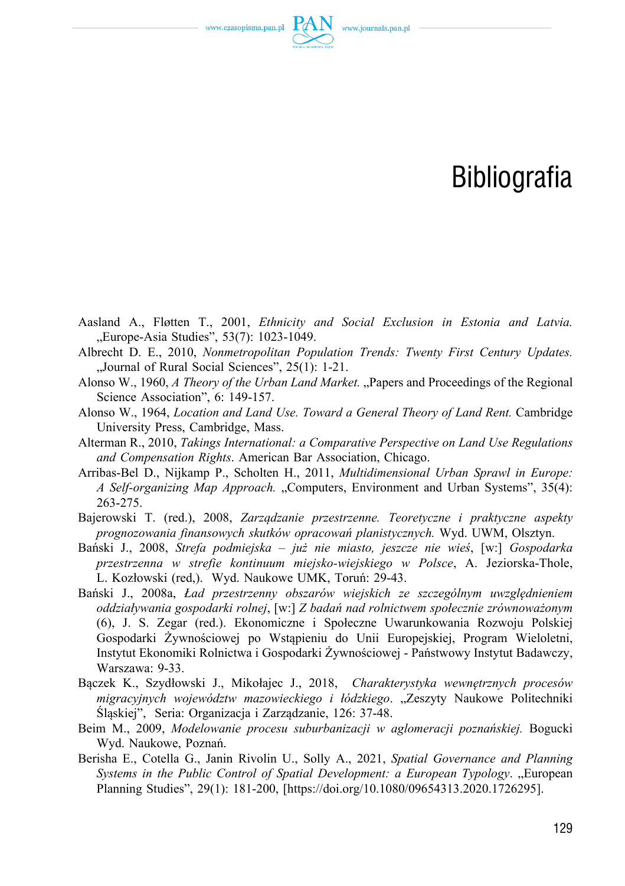# Bibliografia

Aasland A., Fløtten T., 2001, *Ethnicity and Social Exclusion in Estonia and Latvia.* „Europe-Asia Studies", 53(7): 1023-1049.

Albrecht D. E., 2010, *Nonmetropolitan Population Trends: Twenty First Century Updates.* „Journal of Rural Social Sciences", 25(1): 1-21.

Alonso W., 1960, *A Theory of the Urban Land Market.* „Papers and Proceedings of the Regional Science Association", 6: 149-157.

Alonso W., 1964, *Location and Land Use. Toward a General Theory of Land Rent.* Cambridge University Press, Cambridge, Mass.

Alterman R., 2010, *Takings International: a Comparative Perspective on Land Use Regulations and Compensation Rights*. American Bar Association, Chicago.

Arribas-Bel D., Nijkamp P., Scholten H., 2011, *Multidimensional Urban Sprawl in Europe: A Self-organizing Map Approach.* „Computers, Environment and Urban Systems", 35(4): 263-275.

Bajerowski T. (red.), 2008, *Zarządzanie przestrzenne. Teoretyczne i praktyczne aspekty prognozowania finansowych skutków opracowań planistycznych.* Wyd. UWM, Olsztyn.

Bański J., 2008, *Strefa podmiejska – już nie miasto, jeszcze nie wieś*, [w:] *Gospodarka przestrzenna w strefie kontinuum miejsko-wiejskiego w Polsce*, A. Jeziorska-Thole, L. Kozłowski (red,). Wyd. Naukowe UMK, Toruń: 29-43.

Bański J., 2008a, *Ład przestrzenny obszarów wiejskich ze szczególnym uwzględnieniem oddziaływania gospodarki rolnej*, [w:] *Z badań nad rolnictwem społecznie zrównoważonym* (6), J. S. Zegar (red.). Ekonomiczne i Społeczne Uwarunkowania Rozwoju Polskiej Gospodarki Żywnościowej po Wstąpieniu do Unii Europejskiej, Program Wieloletni, Instytut Ekonomiki Rolnictwa i Gospodarki Żywnościowej - Państwowy Instytut Badawczy, Warszawa: 9-33.

Bączek K., Szydłowski J., Mikołajec J., 2018, *Charakterystyka wewnętrznych procesów migracyjnych województw mazowieckiego i łódzkiego*. „Zeszyty Naukowe Politechniki Śląskiej", Seria: Organizacja i Zarządzanie, 126: 37-48.

Beim M., 2009, *Modelowanie procesu suburbanizacji w aglomeracji poznańskiej.* Bogucki Wyd. Naukowe, Poznań.

Berisha E., Cotella G., Janin Rivolin U., Solly A., 2021, *Spatial Governance and Planning Systems in the Public Control of Spatial Development: a European Typology*. „European Planning Studies", 29(1): 181-200, [https://doi.org/10.1080/09654313.2020.1726295].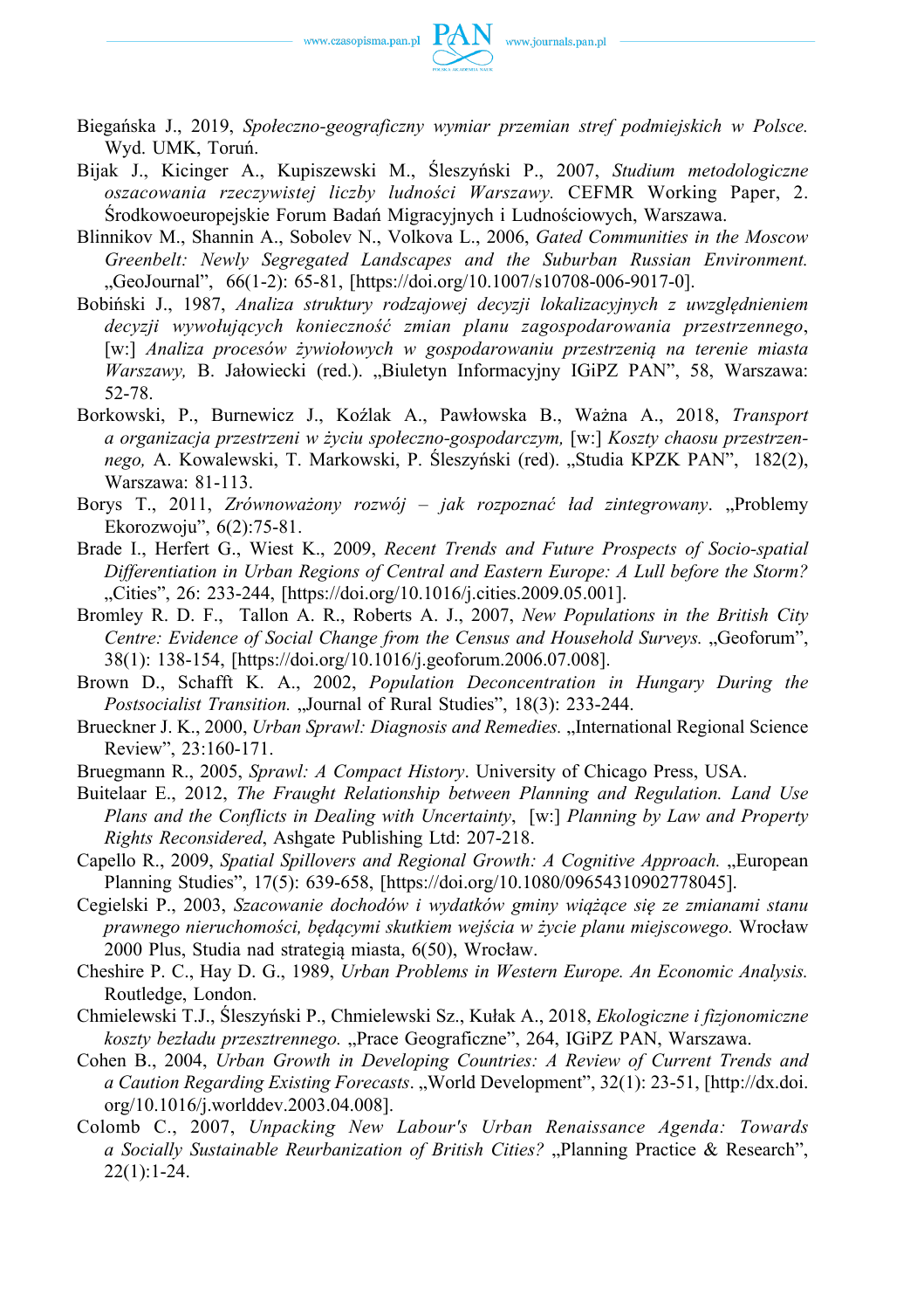Biegańska J., 2019, *Społeczno-geograficzny wymiar przemian stref podmiejskich w Polsce.* Wyd. UMK, Toruń.

Bijak J., Kicinger A., Kupiszewski M., Śleszyński P., 2007, *Studium metodologiczne oszacowania rzeczywistej liczby ludności Warszawy.* CEFMR Working Paper, 2. Środkowoeuropejskie Forum Badań Migracyjnych i Ludnościowych, Warszawa.

Blinnikov M., Shannin A., Sobolev N., Volkova L., 2006, *Gated Communities in the Moscow Greenbelt: Newly Segregated Landscapes and the Suburban Russian Environment.* „GeoJournal", 66(1-2): 65-81, [https://doi.org/10.1007/s10708-006-9017-0].

Bobiński J., 1987, *Analiza struktury rodzajowej decyzji lokalizacyjnych z uwzględnieniem decyzji wywołujących konieczność zmian planu zagospodarowania przestrzennego*, [w:] *Analiza procesów żywiołowych w gospodarowaniu przestrzenią na terenie miasta Warszawy,* B. Jałowiecki (red.). „Biuletyn Informacyjny IGiPZ PAN", 58, Warszawa: 52-78.

Borkowski, P., Burnewicz J., Koźlak A., Pawłowska B., Ważna A., 2018, *Transport a organizacja przestrzeni w życiu społeczno-gospodarczym,* [w:] *Koszty chaosu przestrzennego,* A. Kowalewski, T. Markowski, P. Śleszyński (red). „Studia KPZK PAN", 182(2), Warszawa: 81-113.

Borys T., 2011, *Zrównoważony rozwój – jak rozpoznać ład zintegrowany*. „Problemy Ekorozwoju", 6(2):75-81.

Brade I., Herfert G., Wiest K., 2009, *Recent Trends and Future Prospects of Socio-spatial Differentiation in Urban Regions of Central and Eastern Europe: A Lull before the Storm?* „Cities", 26: 233-244, [https://doi.org/10.1016/j.cities.2009.05.001].

Bromley R. D. F., Tallon A. R., Roberts A. J., 2007, *New Populations in the British City Centre: Evidence of Social Change from the Census and Household Surveys.* „Geoforum", 38(1): 138-154, [https://doi.org/10.1016/j.geoforum.2006.07.008].

Brown D., Schafft K. A., 2002, *Population Deconcentration in Hungary During the Postsocialist Transition.* „Journal of Rural Studies", 18(3): 233-244.

Brueckner J. K., 2000, *Urban Sprawl: Diagnosis and Remedies.* „International Regional Science Review", 23:160-171.

Bruegmann R., 2005, *Sprawl: A Compact History*. University of Chicago Press, USA.

Buitelaar E., 2012, *The Fraught Relationship between Planning and Regulation. Land Use Plans and the Conflicts in Dealing with Uncertainty*, [w:] *Planning by Law and Property Rights Reconsidered*, Ashgate Publishing Ltd: 207-218.

Capello R., 2009, *Spatial Spillovers and Regional Growth: A Cognitive Approach.* „European Planning Studies", 17(5): 639-658, [https://doi.org/10.1080/09654310902778045].

Cegielski P., 2003, *Szacowanie dochodów i wydatków gminy wiążące się ze zmianami stanu prawnego nieruchomości, będącymi skutkiem wejścia w życie planu miejscowego.* Wrocław 2000 Plus, Studia nad strategią miasta, 6(50), Wrocław.

Cheshire P. C., Hay D. G., 1989, *Urban Problems in Western Europe. An Economic Analysis.* Routledge, London.

Chmielewski T.J., Śleszyński P., Chmielewski Sz., Kułak A., 2018, *Ekologiczne i fizjonomiczne koszty bezładu przestrzennego.* „Prace Geograficzne", 264, IGiPZ PAN, Warszawa.

Cohen B., 2004, *Urban Growth in Developing Countries: A Review of Current Trends and a Caution Regarding Existing Forecasts*. „World Development", 32(1): 23-51, [http://dx.doi.org/10.1016/j.worlddev.2003.04.008].

Colomb C., 2007, *Unpacking New Labour's Urban Renaissance Agenda: Towards a Socially Sustainable Reurbanization of British Cities?* „Planning Practice & Research", 22(1):1-24.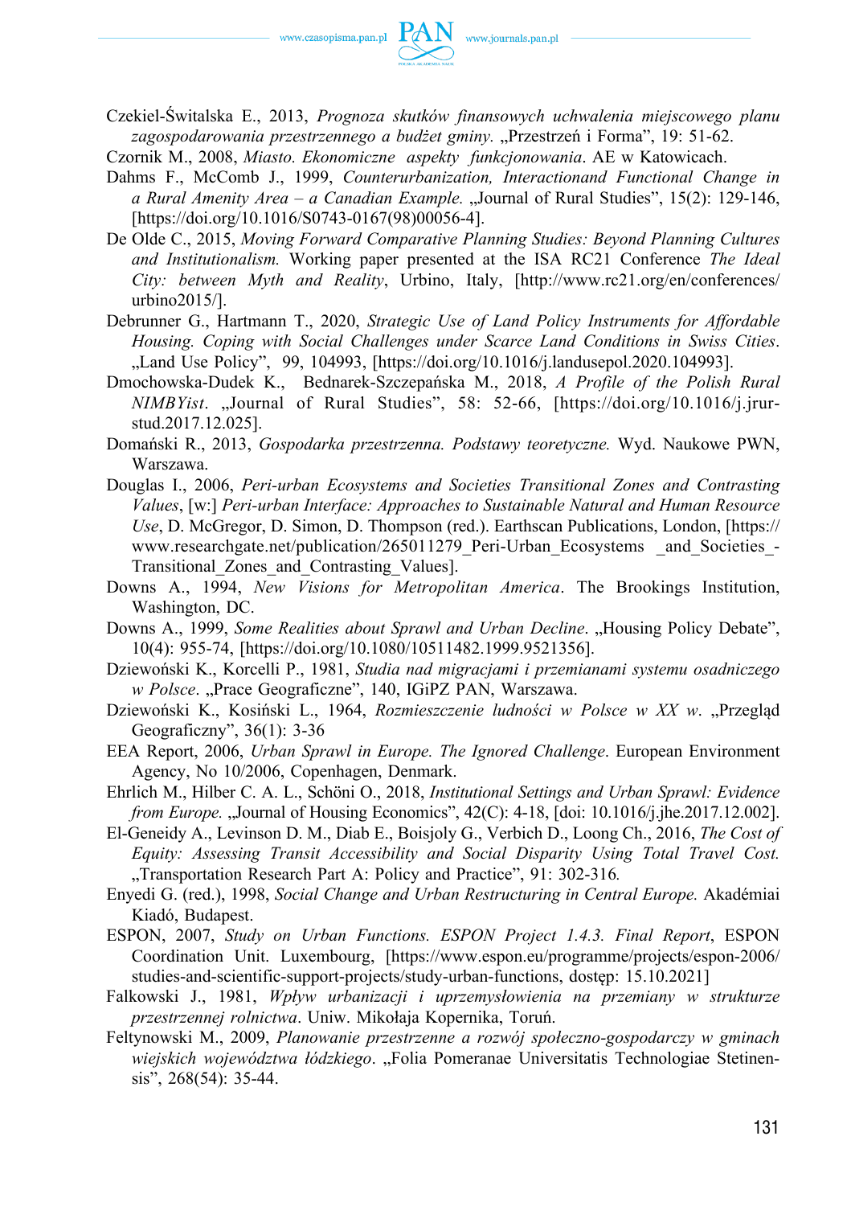Czekiel-Świtalska E., 2013, *Prognoza skutków finansowych uchwalenia miejscowego planu zagospodarowania przestrzennego a budżet gminy.* „Przestrzeń i Forma", 19: 51-62.

Czornik M., 2008, *Miasto. Ekonomiczne aspekty funkcjonowania*. AE w Katowicach.

Dahms F., McComb J., 1999, *Counterurbanization, Interactionand Functional Change in a Rural Amenity Area – a Canadian Example.* „Journal of Rural Studies", 15(2): 129-146, [https://doi.org/10.1016/S0743-0167(98)00056-4].

De Olde C., 2015, *Moving Forward Comparative Planning Studies: Beyond Planning Cultures and Institutionalism.* Working paper presented at the ISA RC21 Conference *The Ideal City: between Myth and Reality*, Urbino, Italy, [http://www.rc21.org/en/conferences/urbino2015/].

Debrunner G., Hartmann T., 2020, *Strategic Use of Land Policy Instruments for Affordable Housing. Coping with Social Challenges under Scarce Land Conditions in Swiss Cities*. „Land Use Policy", 99, 104993, [https://doi.org/10.1016/j.landusepol.2020.104993].

Dmochowska-Dudek K., Bednarek-Szczepańska M., 2018, *A Profile of the Polish Rural NIMBYist*. „Journal of Rural Studies", 58: 52-66, [https://doi.org/10.1016/j.jrurstud.2017.12.025].

Domański R., 2013, *Gospodarka przestrzenna. Podstawy teoretyczne.* Wyd. Naukowe PWN, Warszawa.

Douglas I., 2006, *Peri-urban Ecosystems and Societies Transitional Zones and Contrasting Values*, [w:] *Peri-urban Interface: Approaches to Sustainable Natural and Human Resource Use*, D. McGregor, D. Simon, D. Thompson (red.). Earthscan Publications, London, [https://www.researchgate.net/publication/265011279_Peri-Urban_Ecosystems _and_Societies_-Transitional_Zones_and_Contrasting_Values].

Downs A., 1994, *New Visions for Metropolitan America*. The Brookings Institution, Washington, DC.

Downs A., 1999, *Some Realities about Sprawl and Urban Decline*. „Housing Policy Debate", 10(4): 955-74, [https://doi.org/10.1080/10511482.1999.9521356].

Dziewoński K., Korcelli P., 1981, *Studia nad migracjami i przemianami systemu osadniczego w Polsce*. „Prace Geograficzne", 140, IGiPZ PAN, Warszawa.

Dziewoński K., Kosiński L., 1964, *Rozmieszczenie ludności w Polsce w XX w*. „Przegląd Geograficzny", 36(1): 3-36

EEA Report, 2006, *Urban Sprawl in Europe. The Ignored Challenge*. European Environment Agency, No 10/2006, Copenhagen, Denmark.

Ehrlich M., Hilber C. A. L., Schöni O., 2018, *Institutional Settings and Urban Sprawl: Evidence from Europe.* „Journal of Housing Economics", 42(C): 4-18, [doi: 10.1016/j.jhe.2017.12.002].

El-Geneidy A., Levinson D. M., Diab E., Boisjoly G., Verbich D., Loong Ch., 2016, *The Cost of Equity: Assessing Transit Accessibility and Social Disparity Using Total Travel Cost.* „Transportation Research Part A: Policy and Practice", 91: 302-316.

Enyedi G. (red.), 1998, *Social Change and Urban Restructuring in Central Europe.* Akadémiai Kiadó, Budapest.

ESPON, 2007, *Study on Urban Functions. ESPON Project 1.4.3. Final Report*, ESPON Coordination Unit. Luxembourg, [https://www.espon.eu/programme/projects/espon-2006/studies-and-scientific-support-projects/study-urban-functions, dostęp: 15.10.2021]

Falkowski J., 1981, *Wpływ urbanizacji i uprzemysłowienia na przemiany w strukturze przestrzennej rolnictwa*. Uniw. Mikołaja Kopernika, Toruń.

Feltynowski M., 2009, *Planowanie przestrzenne a rozwój społeczno-gospodarczy w gminach wiejskich województwa łódzkiego*. „Folia Pomeranae Universitatis Technologiae Stetinensis", 268(54): 35-44.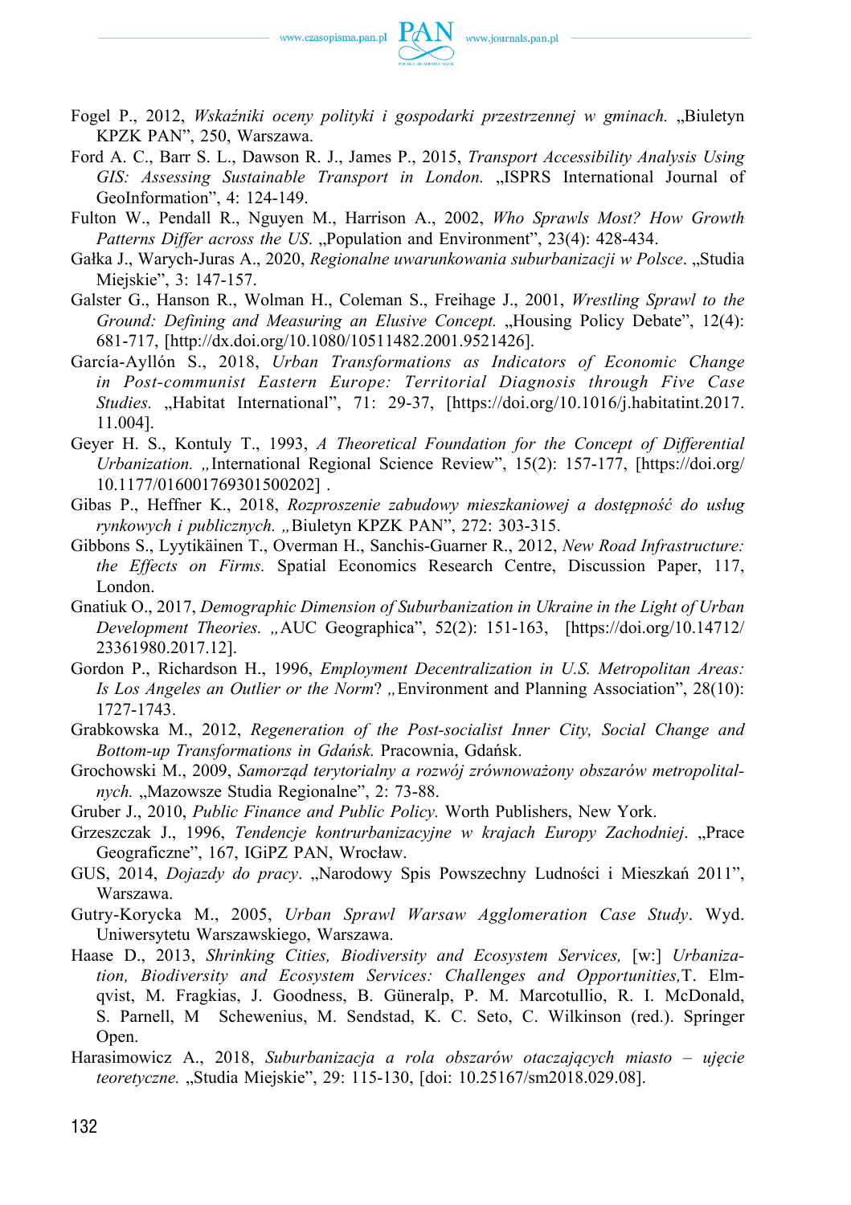Fogel P., 2012, *Wskaźniki oceny polityki i gospodarki przestrzennej w gminach.* „Biuletyn KPZK PAN", 250, Warszawa.

Ford A. C., Barr S. L., Dawson R. J., James P., 2015, *Transport Accessibility Analysis Using GIS: Assessing Sustainable Transport in London.* „ISPRS International Journal of GeoInformation", 4: 124-149.

Fulton W., Pendall R., Nguyen M., Harrison A., 2002, *Who Sprawls Most? How Growth Patterns Differ across the US.* „Population and Environment", 23(4): 428-434.

Gałka J., Warych-Juras A., 2020, *Regionalne uwarunkowania suburbanizacji w Polsce*. „Studia Miejskie", 3: 147-157.

Galster G., Hanson R., Wolman H., Coleman S., Freihage J., 2001, *Wrestling Sprawl to the Ground: Defining and Measuring an Elusive Concept.* „Housing Policy Debate", 12(4): 681-717, [http://dx.doi.org/10.1080/10511482.2001.9521426].

García-Ayllón S., 2018, *Urban Transformations as Indicators of Economic Change in Post-communist Eastern Europe: Territorial Diagnosis through Five Case Studies.* „Habitat International", 71: 29-37, [https://doi.org/10.1016/j.habitatint.2017.11.004].

Geyer H. S., Kontuly T., 1993, *A Theoretical Foundation for the Concept of Differential Urbanization.* „International Regional Science Review", 15(2): 157-177, [https://doi.org/10.1177/016001769301500202] .

Gibas P., Heffner K., 2018, *Rozproszenie zabudowy mieszkaniowej a dostępność do usług rynkowych i publicznych.* „Biuletyn KPZK PAN", 272: 303-315.

Gibbons S., Lyytikäinen T., Overman H., Sanchis-Guarner R., 2012, *New Road Infrastructure: the Effects on Firms.* Spatial Economics Research Centre, Discussion Paper, 117, London.

Gnatiuk O., 2017, *Demographic Dimension of Suburbanization in Ukraine in the Light of Urban Development Theories.* „AUC Geographica", 52(2): 151-163, [https://doi.org/10.14712/23361980.2017.12].

Gordon P., Richardson H., 1996, *Employment Decentralization in U.S. Metropolitan Areas: Is Los Angeles an Outlier or the Norm*? „Environment and Planning Association", 28(10): 1727-1743.

Grabkowska M., 2012, *Regeneration of the Post-socialist Inner City, Social Change and Bottom-up Transformations in Gdańsk.* Pracownia, Gdańsk.

Grochowski M., 2009, *Samorząd terytorialny a rozwój zrównoważony obszarów metropolitalnych.* „Mazowsze Studia Regionalne", 2: 73-88.

Gruber J., 2010, *Public Finance and Public Policy.* Worth Publishers, New York.

Grzeszczak J., 1996, *Tendencje kontrurbanizacyjne w krajach Europy Zachodniej*. „Prace Geograficzne", 167, IGiPZ PAN, Wrocław.

GUS, 2014, *Dojazdy do pracy*. „Narodowy Spis Powszechny Ludności i Mieszkań 2011", Warszawa.

Gutry-Korycka M., 2005, *Urban Sprawl Warsaw Agglomeration Case Study*. Wyd. Uniwersytetu Warszawskiego, Warszawa.

Haase D., 2013, *Shrinking Cities, Biodiversity and Ecosystem Services,* [w:] *Urbanization, Biodiversity and Ecosystem Services: Challenges and Opportunities,*T. Elmqvist, M. Fragkias, J. Goodness, B. Güneralp, P. M. Marcotullio, R. I. McDonald, S. Parnell, M Schewenius, M. Sendstad, K. C. Seto, C. Wilkinson (red.). Springer Open.

Harasimowicz A., 2018, *Suburbanizacja a rola obszarów otaczających miasto – ujęcie teoretyczne.* „Studia Miejskie", 29: 115-130, [doi: 10.25167/sm2018.029.08].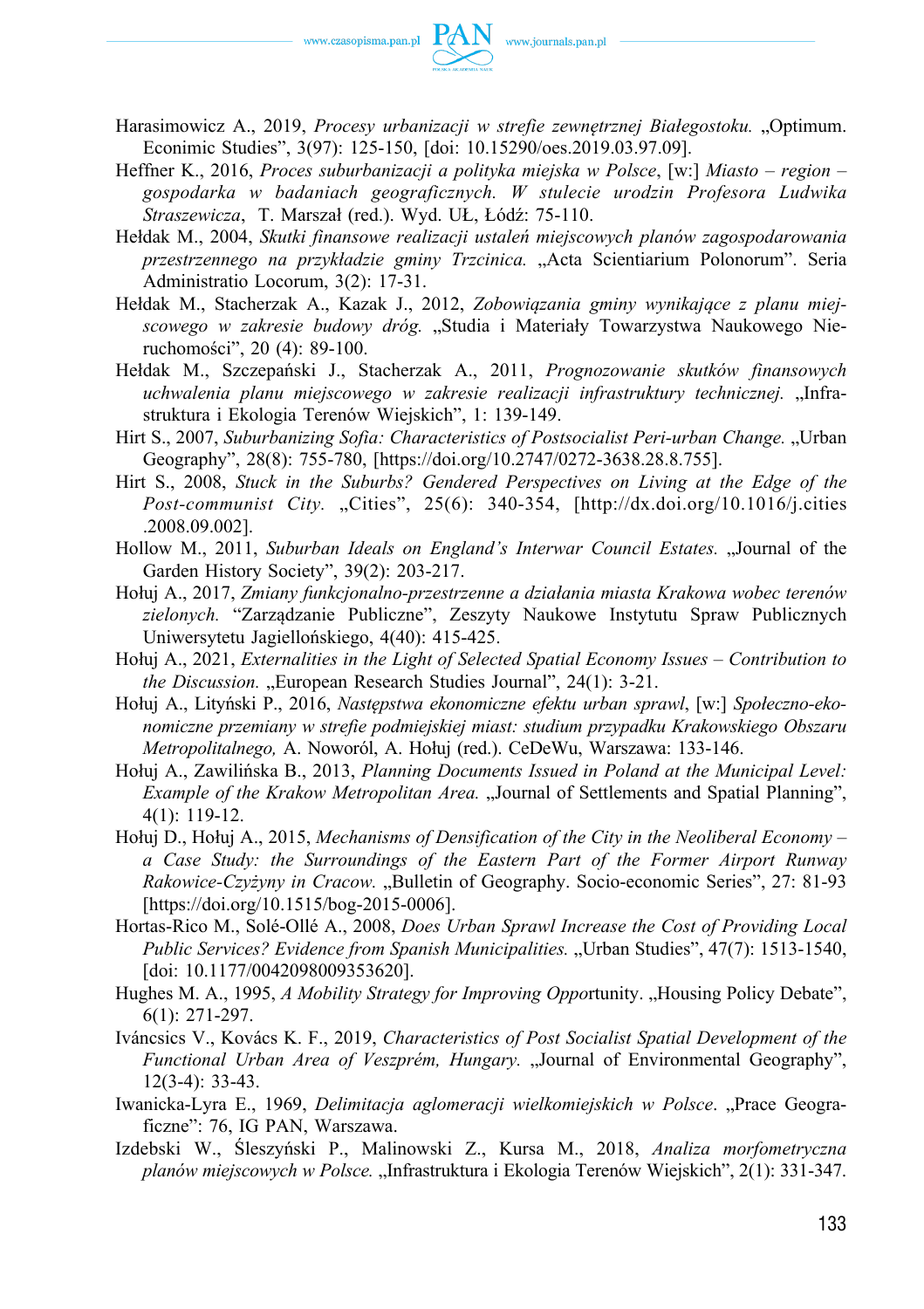Harasimowicz A., 2019, *Procesy urbanizacji w strefie zewnętrznej Białegostoku.* „Optimum. Econimic Studies", 3(97): 125-150, [doi: 10.15290/oes.2019.03.97.09].

Heffner K., 2016, *Proces suburbanizacji a polityka miejska w Polsce*, [w:] *Miasto – region – gospodarka w badaniach geograficznych. W stulecie urodzin Profesora Ludwika Straszewicza*, T. Marszał (red.). Wyd. UŁ, Łódź: 75-110.

Hełdak M., 2004, *Skutki finansowe realizacji ustaleń miejscowych planów zagospodarowania przestrzennego na przykładzie gminy Trzcinica.* „Acta Scientiarium Polonorum". Seria Administratio Locorum, 3(2): 17-31.

Hełdak M., Stacherzak A., Kazak J., 2012, *Zobowiązania gminy wynikające z planu miejscowego w zakresie budowy dróg.* „Studia i Materiały Towarzystwa Naukowego Nieruchomości", 20 (4): 89-100.

Hełdak M., Szczepański J., Stacherzak A., 2011, *Prognozowanie skutków finansowych uchwalenia planu miejscowego w zakresie realizacji infrastruktury technicznej.* „Infrastruktura i Ekologia Terenów Wiejskich", 1: 139-149.

Hirt S., 2007, *Suburbanizing Sofia: Characteristics of Postsocialist Peri-urban Change.* „Urban Geography", 28(8): 755-780, [https://doi.org/10.2747/0272-3638.28.8.755].

Hirt S., 2008, *Stuck in the Suburbs? Gendered Perspectives on Living at the Edge of the Post-communist City.* „Cities", 25(6): 340-354, [http://dx.doi.org/10.1016/j.cities.2008.09.002].

Hollow M., 2011, *Suburban Ideals on England's Interwar Council Estates.* „Journal of the Garden History Society", 39(2): 203-217.

Hołuj A., 2017, *Zmiany funkcjonalno-przestrzenne a działania miasta Krakowa wobec terenów zielonych.* "Zarządzanie Publiczne", Zeszyty Naukowe Instytutu Spraw Publicznych Uniwersytetu Jagiellońskiego, 4(40): 415-425.

Hołuj A., 2021, *Externalities in the Light of Selected Spatial Economy Issues – Contribution to the Discussion.* „European Research Studies Journal", 24(1): 3-21.

Hołuj A., Lityński P., 2016, *Następstwa ekonomiczne efektu urban sprawl*, [w:] *Społeczno-ekonomiczne przemiany w strefie podmiejskiej miast: studium przypadku Krakowskiego Obszaru Metropolitalnego,* A. Noworól, A. Hołuj (red.). CeDeWu, Warszawa: 133-146.

Hołuj A., Zawilińska B., 2013, *Planning Documents Issued in Poland at the Municipal Level: Example of the Krakow Metropolitan Area.* „Journal of Settlements and Spatial Planning", 4(1): 119-12.

Hołuj D., Hołuj A., 2015, *Mechanisms of Densification of the City in the Neoliberal Economy – a Case Study: the Surroundings of the Eastern Part of the Former Airport Runway Rakowice-Czyżyny in Cracow.* „Bulletin of Geography. Socio-economic Series", 27: 81-93 [https://doi.org/10.1515/bog-2015-0006].

Hortas-Rico M., Solé-Ollé A., 2008, *Does Urban Sprawl Increase the Cost of Providing Local Public Services? Evidence from Spanish Municipalities.* „Urban Studies", 47(7): 1513-1540, [doi: 10.1177/0042098009353620].

Hughes M. A., 1995, *A Mobility Strategy for Improving Oppor*tunity. „Housing Policy Debate", 6(1): 271-297.

Iváncsics V., Kovács K. F., 2019, *Characteristics of Post Socialist Spatial Development of the Functional Urban Area of Veszprém, Hungary.* „Journal of Environmental Geography", 12(3-4): 33-43.

Iwanicka-Lyra E., 1969, *Delimitacja aglomeracji wielkomiejskich w Polsce*. „Prace Geograficzne": 76, IG PAN, Warszawa.

Izdebski W., Śleszyński P., Malinowski Z., Kursa M., 2018, *Analiza morfometryczna planów miejscowych w Polsce.* „Infrastruktura i Ekologia Terenów Wiejskich", 2(1): 331-347.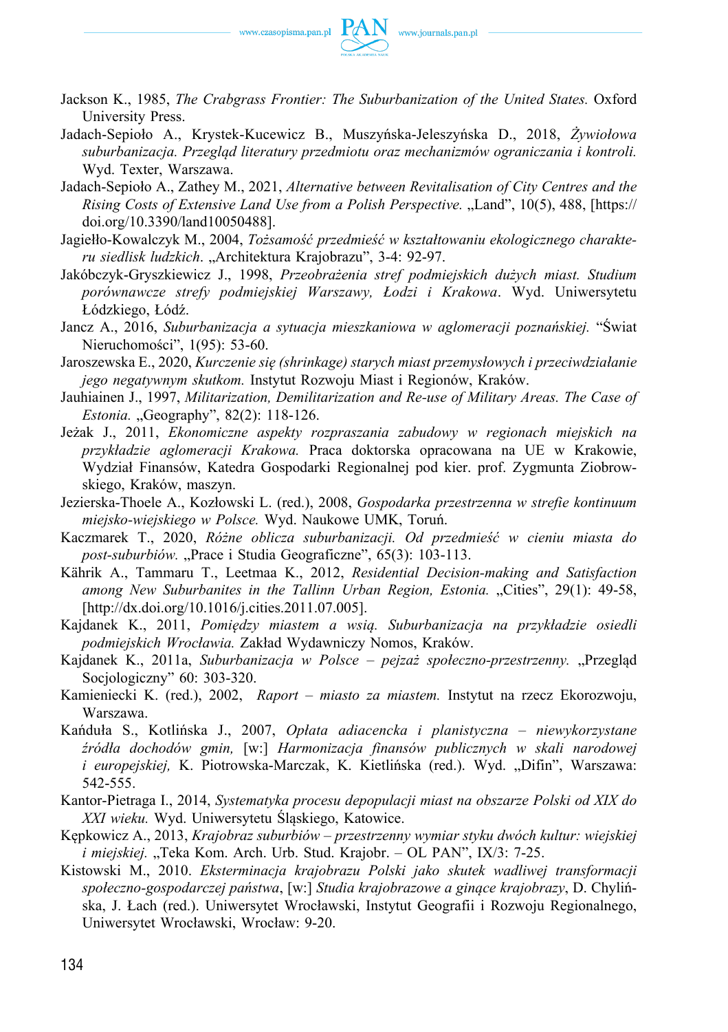Jackson K., 1985, *The Crabgrass Frontier: The Suburbanization of the United States.* Oxford University Press.

Jadach-Sepioło A., Krystek-Kucewicz B., Muszyńska-Jeleszyńska D., 2018, *Żywiołowa suburbanizacja. Przegląd literatury przedmiotu oraz mechanizmów ograniczania i kontroli.* Wyd. Texter, Warszawa.

Jadach-Sepioło A., Zathey M., 2021, *Alternative between Revitalisation of City Centres and the Rising Costs of Extensive Land Use from a Polish Perspective.* „Land", 10(5), 488, [https://doi.org/10.3390/land10050488].

Jagiełło-Kowalczyk M., 2004, *Tożsamość przedmieść w kształtowaniu ekologicznego charakteru siedlisk ludzkich*. „Architektura Krajobrazu", 3-4: 92-97.

Jakóbczyk-Gryszkiewicz J., 1998, *Przeobrażenia stref podmiejskich dużych miast. Studium porównawcze strefy podmiejskiej Warszawy, Łodzi i Krakowa*. Wyd. Uniwersytetu Łódzkiego, Łódź.

Jancz A., 2016, *Suburbanizacja a sytuacja mieszkaniowa w aglomeracji poznańskiej.* "Świat Nieruchomości", 1(95): 53-60.

Jaroszewska E., 2020, *Kurczenie się (shrinkage) starych miast przemysłowych i przeciwdziałanie jego negatywnym skutkom.* Instytut Rozwoju Miast i Regionów, Kraków.

Jauhiainen J., 1997, *Militarization, Demilitarization and Re-use of Military Areas. The Case of Estonia.* „Geography", 82(2): 118-126.

Jeżak J., 2011, *Ekonomiczne aspekty rozpraszania zabudowy w regionach miejskich na przykładzie aglomeracji Krakowa.* Praca doktorska opracowana na UE w Krakowie, Wydział Finansów, Katedra Gospodarki Regionalnej pod kier. prof. Zygmunta Ziobrowskiego, Kraków, maszyn.

Jezierska-Thoele A., Kozłowski L. (red.), 2008, *Gospodarka przestrzenna w strefie kontinuum miejsko-wiejskiego w Polsce.* Wyd. Naukowe UMK, Toruń.

Kaczmarek T., 2020, *Różne oblicza suburbanizacji. Od przedmieść w cieniu miasta do post-suburbiów.* „Prace i Studia Geograficzne", 65(3): 103-113.

Kährik A., Tammaru T., Leetmaa K., 2012, *Residential Decision-making and Satisfaction among New Suburbanites in the Tallinn Urban Region, Estonia.* „Cities", 29(1): 49-58, [http://dx.doi.org/10.1016/j.cities.2011.07.005].

Kajdanek K., 2011, *Pomiędzy miastem a wsią. Suburbanizacja na przykładzie osiedli podmiejskich Wrocławia.* Zakład Wydawniczy Nomos, Kraków.

Kajdanek K., 2011a, *Suburbanizacja w Polsce – pejzaż społeczno-przestrzenny.* „Przegląd Socjologiczny" 60: 303-320.

Kamieniecki K. (red.), 2002, *Raport – miasto za miastem.* Instytut na rzecz Ekorozwoju, Warszawa.

Kańduła S., Kotlińska J., 2007, *Opłata adiacencka i planistyczna – niewykorzystane źródła dochodów gmin,* [w:] *Harmonizacja finansów publicznych w skali narodowej i europejskiej,* K. Piotrowska-Marczak, K. Kietlińska (red.). Wyd. „Difin", Warszawa: 542-555.

Kantor-Pietraga I., 2014, *Systematyka procesu depopulacji miast na obszarze Polski od XIX do XXI wieku.* Wyd. Uniwersytetu Śląskiego, Katowice.

Kępkowicz A., 2013, *Krajobraz suburbiów – przestrzenny wymiar styku dwóch kultur: wiejskiej i miejskiej.* „Teka Kom. Arch. Urb. Stud. Krajobr. – OL PAN", IX/3: 7-25.

Kistowski M., 2010. *Eksterminacja krajobrazu Polski jako skutek wadliwej transformacji społeczno-gospodarczej państwa*, [w:] *Studia krajobrazowe a ginące krajobrazy*, D. Chylińska, J. Łach (red.). Uniwersytet Wrocławski, Instytut Geografii i Rozwoju Regionalnego, Uniwersytet Wrocławski, Wrocław: 9-20.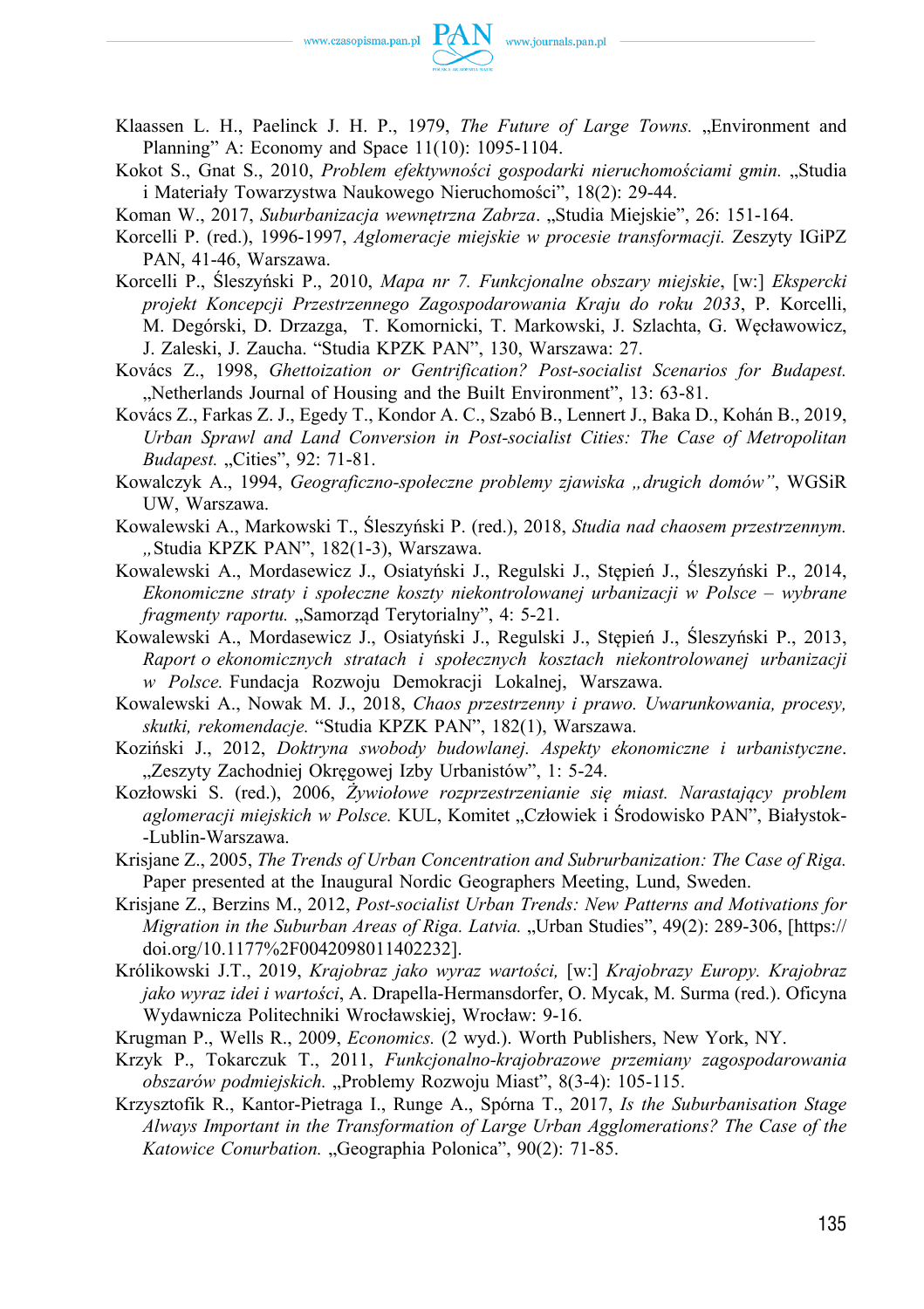Klaassen L. H., Paelinck J. H. P., 1979, *The Future of Large Towns.* „Environment and Planning" A: Economy and Space 11(10): 1095-1104.

Kokot S., Gnat S., 2010, *Problem efektywności gospodarki nieruchomościami gmin.* „Studia i Materiały Towarzystwa Naukowego Nieruchomości", 18(2): 29-44.

Koman W., 2017, *Suburbanizacja wewnętrzna Zabrza*. „Studia Miejskie", 26: 151-164.

Korcelli P. (red.), 1996-1997, *Aglomeracje miejskie w procesie transformacji.* Zeszyty IGiPZ PAN, 41-46, Warszawa.

Korcelli P., Śleszyński P., 2010, *Mapa nr 7. Funkcjonalne obszary miejskie*, [w:] *Ekspercki projekt Koncepcji Przestrzennego Zagospodarowania Kraju do roku 2033*, P. Korcelli, M. Degórski, D. Drzazga, T. Komornicki, T. Markowski, J. Szlachta, G. Węcławowicz, J. Zaleski, J. Zaucha. "Studia KPZK PAN", 130, Warszawa: 27.

Kovács Z., 1998, *Ghettoization or Gentrification? Post-socialist Scenarios for Budapest.* „Netherlands Journal of Housing and the Built Environment", 13: 63-81.

Kovács Z., Farkas Z. J., Egedy T., Kondor A. C., Szabó B., Lennert J., Baka D., Kohán B., 2019, *Urban Sprawl and Land Conversion in Post-socialist Cities: The Case of Metropolitan Budapest.* „Cities", 92: 71-81.

Kowalczyk A., 1994, *Geograficzno-społeczne problemy zjawiska „drugich domów"*, WGSiR UW, Warszawa.

Kowalewski A., Markowski T., Śleszyński P. (red.), 2018, *Studia nad chaosem przestrzennym. „*Studia KPZK PAN", 182(1-3), Warszawa.

Kowalewski A., Mordasewicz J., Osiatyński J., Regulski J., Stępień J., Śleszyński P., 2014, *Ekonomiczne straty i społeczne koszty niekontrolowanej urbanizacji w Polsce – wybrane fragmenty raportu.* „Samorząd Terytorialny", 4: 5-21.

Kowalewski A., Mordasewicz J., Osiatyński J., Regulski J., Stępień J., Śleszyński P., 2013, *Raport o ekonomicznych stratach i społecznych kosztach niekontrolowanej urbanizacji w Polsce.* Fundacja Rozwoju Demokracji Lokalnej, Warszawa.

Kowalewski A., Nowak M. J., 2018, *Chaos przestrzenny i prawo. Uwarunkowania, procesy, skutki, rekomendacje.* "Studia KPZK PAN", 182(1), Warszawa.

Koziński J., 2012, *Doktryna swobody budowlanej. Aspekty ekonomiczne i urbanistyczne*. „Zeszyty Zachodniej Okręgowej Izby Urbanistów", 1: 5-24.

Kozłowski S. (red.), 2006, *Żywiołowe rozprzestrzenianie się miast. Narastający problem aglomeracji miejskich w Polsce.* KUL, Komitet „Człowiek i Środowisko PAN", Białystok--Lublin-Warszawa.

Krisjane Z., 2005, *The Trends of Urban Concentration and Subrurbanization: The Case of Riga.* Paper presented at the Inaugural Nordic Geographers Meeting, Lund, Sweden.

Krisjane Z., Berzins M., 2012, *Post-socialist Urban Trends: New Patterns and Motivations for Migration in the Suburban Areas of Riga. Latvia.* „Urban Studies", 49(2): 289-306, [https://doi.org/10.1177%2F0042098011402232].

Królikowski J.T., 2019, *Krajobraz jako wyraz wartości,* [w:] *Krajobrazy Europy. Krajobraz jako wyraz idei i wartości*, A. Drapella-Hermansdorfer, O. Mycak, M. Surma (red.). Oficyna Wydawnicza Politechniki Wrocławskiej, Wrocław: 9-16.

Krugman P., Wells R., 2009, *Economics.* (2 wyd.). Worth Publishers, New York, NY.

Krzyk P., Tokarczuk T., 2011, *Funkcjonalno-krajobrazowe przemiany zagospodarowania obszarów podmiejskich.* „Problemy Rozwoju Miast", 8(3-4): 105-115.

Krzysztofik R., Kantor-Pietraga I., Runge A., Spórna T., 2017, *Is the Suburbanisation Stage Always Important in the Transformation of Large Urban Agglomerations? The Case of the Katowice Conurbation.* „Geographia Polonica", 90(2): 71-85.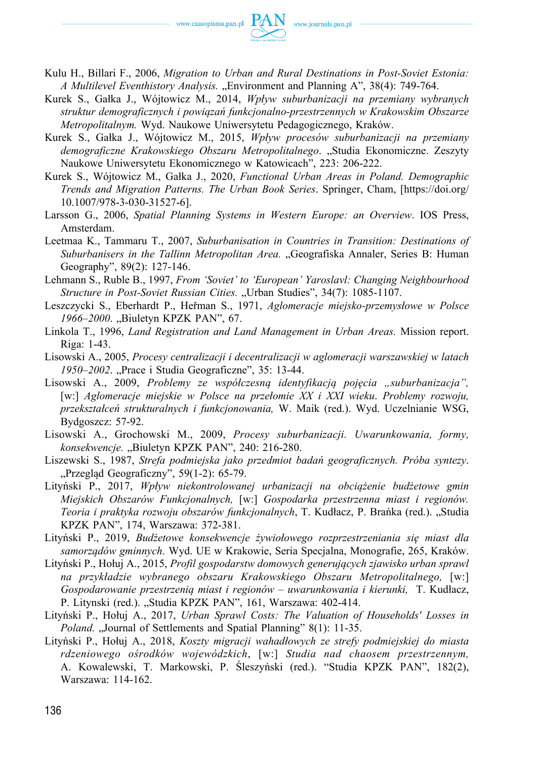Kulu H., Billari F., 2006, *Migration to Urban and Rural Destinations in Post-Soviet Estonia: A Multilevel Eventhistory Analysis.* „Environment and Planning A", 38(4): 749-764.

Kurek S., Gałka J., Wójtowicz M., 2014, *Wpływ suburbanizacji na przemiany wybranych struktur demograficznych i powiązań funkcjonalno-przestrzennych w Krakowskim Obszarze Metropolitalnym.* Wyd. Naukowe Uniwersytetu Pedagogicznego, Kraków.

Kurek S., Gałka J., Wójtowicz M., 2015, *Wpływ procesów suburbanizacji na przemiany demograficzne Krakowskiego Obszaru Metropolitalnego*. „Studia Ekonomiczne. Zeszyty Naukowe Uniwersytetu Ekonomicznego w Katowicach", 223: 206-222.

Kurek S., Wójtowicz M., Gałka J., 2020, *Functional Urban Areas in Poland. Demographic Trends and Migration Patterns. The Urban Book Series*. Springer, Cham, [https://doi.org/10.1007/978-3-030-31527-6].

Larsson G., 2006, *Spatial Planning Systems in Western Europe: an Overview*. IOS Press, Amsterdam.

Leetmaa K., Tammaru T., 2007, *Suburbanisation in Countries in Transition: Destinations of Suburbanisers in the Tallinn Metropolitan Area.* „Geografiska Annaler, Series B: Human Geography", 89(2): 127-146.

Lehmann S., Ruble B., 1997, *From 'Soviet' to 'European' Yaroslavl: Changing Neighbourhood Structure in Post-Soviet Russian Cities.* „Urban Studies", 34(7): 1085-1107.

Leszczycki S., Eberhardt P., Heřman S., 1971, *Aglomeracje miejsko-przemysłowe w Polsce 1966–2000*. „Biuletyn KPZK PAN", 67.

Linkola T., 1996, *Land Registration and Land Management in Urban Areas.* Mission report. Riga: 1-43.

Lisowski A., 2005, *Procesy centralizacji i decentralizacji w aglomeracji warszawskiej w latach 1950–2002*. „Prace i Studia Geograficzne", 35: 13-44.

Lisowski A., 2009, *Problemy ze współczesną identyfikacją pojęcia „suburbanizacja"*, [w:] *Aglomeracje miejskie w Polsce na przełomie XX i XXI wieku. Problemy rozwoju, przekształceń strukturalnych i funkcjonowania,* W. Maik (red.). Wyd. Uczelniane WSG, Bydgoszcz: 57-92.

Lisowski A., Grochowski M., 2009, *Procesy suburbanizacji. Uwarunkowania, formy, konsekwencje.* „Biuletyn KPZK PAN", 240: 216-280.

Liszewski S., 1987, *Strefa podmiejska jako przedmiot badań geograficznych. Próba syntezy*. „Przegląd Geograficzny", 59(1-2): 65-79.

Lityński P., 2017, *Wpływ niekontrolowanej urbanizacji na obciążenie budżetowe gmin Miejskich Obszarów Funkcjonalnych,* [w:] *Gospodarka przestrzenna miast i regionów. Teoria i praktyka rozwoju obszarów funkcjonalnych*, T. Kudłacz, P. Brańka (red.). „Studia KPZK PAN", 174, Warszawa: 372-381.

Lityński P., 2019, *Budżetowe konsekwencje żywiołowego rozprzestrzeniania się miast dla samorządów gminnych*. Wyd. UE w Krakowie, Seria Specjalna, Monografie, 265, Kraków.

Lityński P., Hołuj A., 2015, *Profil gospodarstw domowych generujących zjawisko urban sprawl na przykładzie wybranego obszaru Krakowskiego Obszaru Metropolitalnego,* [w:] *Gospodarowanie przestrzenią miast i regionów – uwarunkowania i kierunki,* T. Kudłacz, P. Litynski (red.). „Studia KPZK PAN", 161, Warszawa: 402-414.

Lityński P., Hołuj A., 2017, *Urban Sprawl Costs: The Valuation of Households' Losses in Poland.* „Journal of Settlements and Spatial Planning" 8(1): 11-35.

Lityński P., Hołuj A., 2018, *Koszty migracji wahadłowych ze strefy podmiejskiej do miasta rdzeniowego ośrodków wojewódzkich*, [w:] *Studia nad chaosem przestrzennym,* A. Kowalewski, T. Markowski, P. Śleszyński (red.). "Studia KPZK PAN", 182(2), Warszawa: 114-162.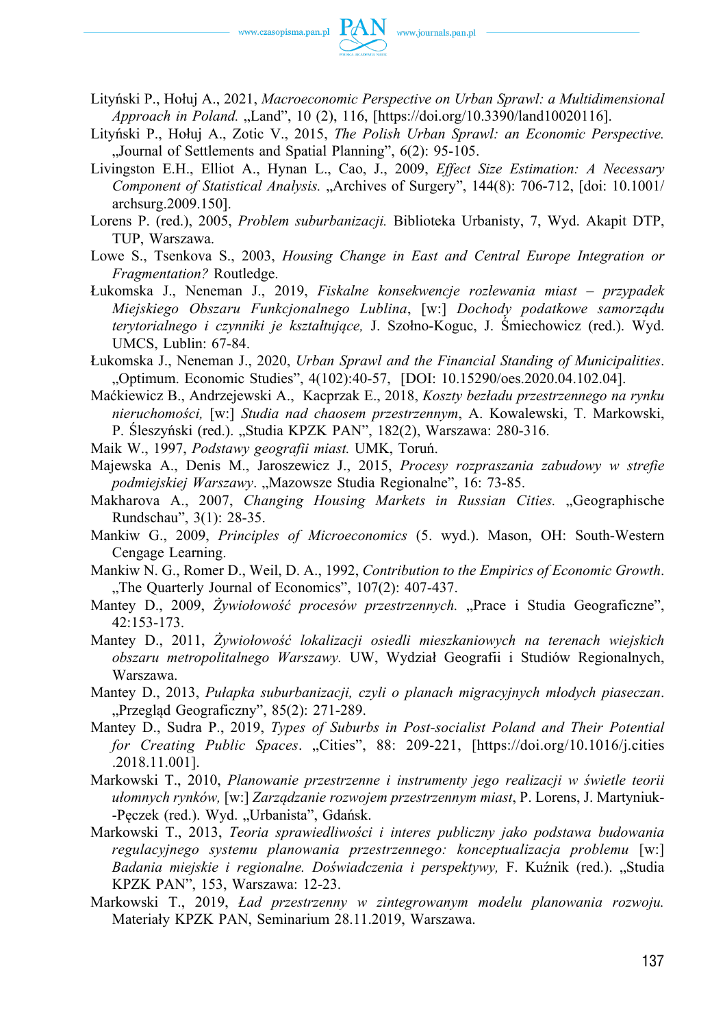Lityński P., Hołuj A., 2021, *Macroeconomic Perspective on Urban Sprawl: a Multidimensional Approach in Poland.* „Land", 10 (2), 116, [https://doi.org/10.3390/land10020116].

Lityński P., Hołuj A., Zotic V., 2015, *The Polish Urban Sprawl: an Economic Perspective.* „Journal of Settlements and Spatial Planning", 6(2): 95-105.

Livingston E.H., Elliot A., Hynan L., Cao, J., 2009, *Effect Size Estimation: A Necessary Component of Statistical Analysis.* „Archives of Surgery", 144(8): 706-712, [doi: 10.1001/archsurg.2009.150].

Lorens P. (red.), 2005, *Problem suburbanizacji.* Biblioteka Urbanisty, 7, Wyd. Akapit DTP, TUP, Warszawa.

Lowe S., Tsenkova S., 2003, *Housing Change in East and Central Europe Integration or Fragmentation?* Routledge.

Łukomska J., Neneman J., 2019, *Fiskalne konsekwencje rozlewania miast – przypadek Miejskiego Obszaru Funkcjonalnego Lublina*, [w:] *Dochody podatkowe samorządu terytorialnego i czynniki je kształtujące,* J. Szołno-Koguc, J. Śmiechowicz (red.). Wyd. UMCS, Lublin: 67-84.

Łukomska J., Neneman J., 2020, *Urban Sprawl and the Financial Standing of Municipalities*. „Optimum. Economic Studies", 4(102):40-57, [DOI: 10.15290/oes.2020.04.102.04].

Maćkiewicz B., Andrzejewski A., Kacprzak E., 2018, *Koszty bezładu przestrzennego na rynku nieruchomości,* [w:] *Studia nad chaosem przestrzennym*, A. Kowalewski, T. Markowski, P. Śleszyński (red.). „Studia KPZK PAN", 182(2), Warszawa: 280-316.

Maik W., 1997, *Podstawy geografii miast.* UMK, Toruń.

Majewska A., Denis M., Jaroszewicz J., 2015, *Procesy rozpraszania zabudowy w strefie podmiejskiej Warszawy*. „Mazowsze Studia Regionalne", 16: 73-85.

Makharova A., 2007, *Changing Housing Markets in Russian Cities.* „Geographische Rundschau", 3(1): 28-35.

Mankiw G., 2009, *Principles of Microeconomics* (5. wyd.). Mason, OH: South-Western Cengage Learning.

Mankiw N. G., Romer D., Weil, D. A., 1992, *Contribution to the Empirics of Economic Growth*. „The Quarterly Journal of Economics", 107(2): 407-437.

Mantey D., 2009, *Żywiołowość procesów przestrzennych.* „Prace i Studia Geograficzne", 42:153-173.

Mantey D., 2011, *Żywiołowość lokalizacji osiedli mieszkaniowych na terenach wiejskich obszaru metropolitalnego Warszawy.* UW, Wydział Geografii i Studiów Regionalnych, Warszawa.

Mantey D., 2013, *Pułapka suburbanizacji, czyli o planach migracyjnych młodych piaseczan*. „Przegląd Geograficzny", 85(2): 271-289.

Mantey D., Sudra P., 2019, *Types of Suburbs in Post-socialist Poland and Their Potential for Creating Public Spaces*. „Cities", 88: 209-221, [https://doi.org/10.1016/j.cities.2018.11.001].

Markowski T., 2010, *Planowanie przestrzenne i instrumenty jego realizacji w świetle teorii ułomnych rynków,* [w:] *Zarządzanie rozwojem przestrzennym miast*, P. Lorens, J. Martyniuk--Pęczek (red.). Wyd. „Urbanista", Gdańsk.

Markowski T., 2013, *Teoria sprawiedliwości i interes publiczny jako podstawa budowania regulacyjnego systemu planowania przestrzennego: konceptualizacja problemu* [w:] *Badania miejskie i regionalne. Doświadczenia i perspektywy,* F. Kuźnik (red.). „Studia KPZK PAN", 153, Warszawa: 12-23.

Markowski T., 2019, *Ład przestrzenny w zintegrowanym modelu planowania rozwoju.* Materiały KPZK PAN, Seminarium 28.11.2019, Warszawa.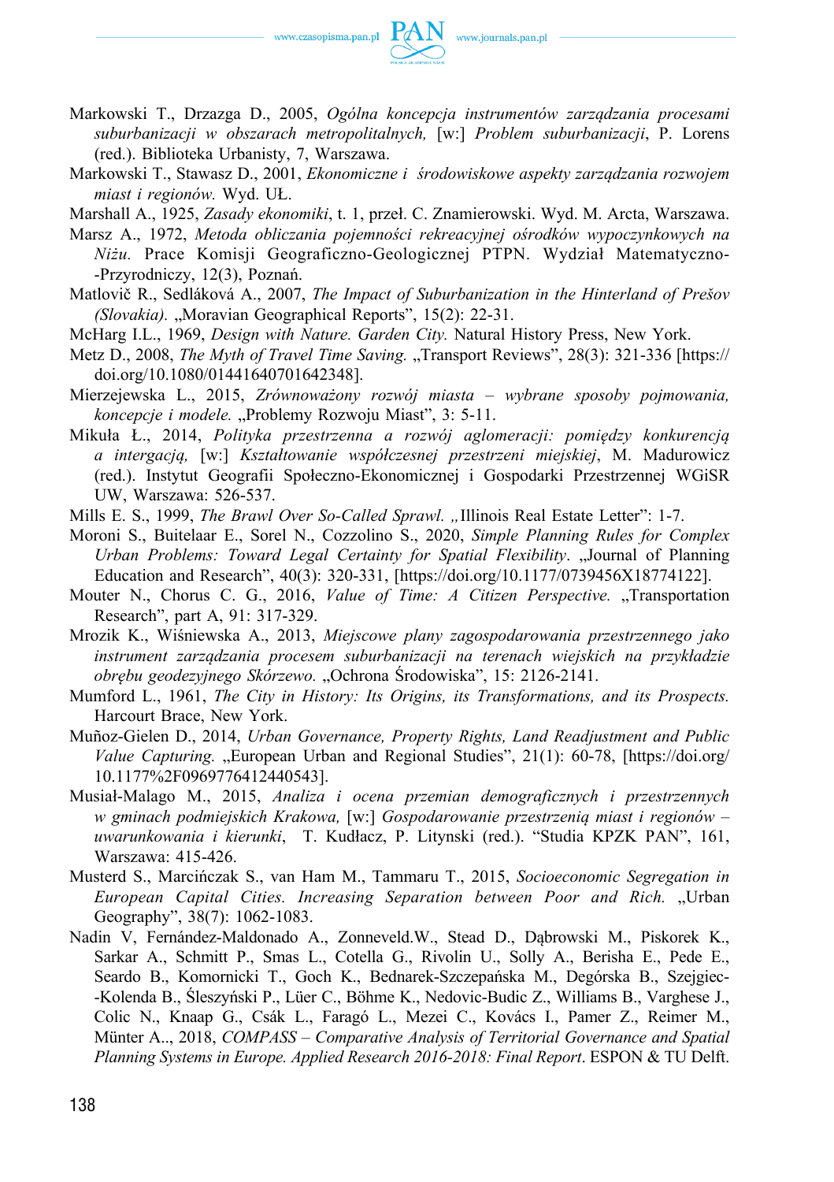Markowski T., Drzazga D., 2005, *Ogólna koncepcja instrumentów zarządzania procesami suburbanizacji w obszarach metropolitalnych,* [w:] *Problem suburbanizacji*, P. Lorens (red.). Biblioteka Urbanisty, 7, Warszawa.

Markowski T., Stawasz D., 2001, *Ekonomiczne i środowiskowe aspekty zarządzania rozwojem miast i regionów.* Wyd. UŁ.

Marshall A., 1925, *Zasady ekonomiki*, t. 1, przeł. C. Znamierowski. Wyd. M. Arcta, Warszawa.

Marsz A., 1972, *Metoda obliczania pojemności rekreacyjnej ośrodków wypoczynkowych na Niżu.* Prace Komisji Geograficzno-Geologicznej PTPN. Wydział Matematyczno--Przyrodniczy, 12(3), Poznań.

Matlovič R., Sedláková A., 2007, *The Impact of Suburbanization in the Hinterland of Prešov (Slovakia).* „Moravian Geographical Reports", 15(2): 22-31.

McHarg I.L., 1969, *Design with Nature. Garden City.* Natural History Press, New York.

Metz D., 2008, *The Myth of Travel Time Saving.* „Transport Reviews", 28(3): 321-336 [https://doi.org/10.1080/01441640701642348].

Mierzejewska L., 2015, *Zrównoważony rozwój miasta – wybrane sposoby pojmowania, koncepcje i modele.* „Problemy Rozwoju Miast", 3: 5-11.

Mikuła Ł., 2014, *Polityka przestrzenna a rozwój aglomeracji: pomiędzy konkurencją a intergacją,* [w:] *Kształtowanie współczesnej przestrzeni miejskiej*, M. Madurowicz (red.). Instytut Geografii Społeczno-Ekonomicznej i Gospodarki Przestrzennej WGiSR UW, Warszawa: 526-537.

Mills E. S., 1999, *The Brawl Over So-Called Sprawl.* „Illinois Real Estate Letter": 1-7.

Moroni S., Buitelaar E., Sorel N., Cozzolino S., 2020, *Simple Planning Rules for Complex Urban Problems: Toward Legal Certainty for Spatial Flexibility*. „Journal of Planning Education and Research", 40(3): 320-331, [https://doi.org/10.1177/0739456X18774122].

Mouter N., Chorus C. G., 2016, *Value of Time: A Citizen Perspective.* „Transportation Research", part A, 91: 317-329.

Mrozik K., Wiśniewska A., 2013, *Miejscowe plany zagospodarowania przestrzennego jako instrument zarządzania procesem suburbanizacji na terenach wiejskich na przykładzie obrębu geodezyjnego Skórzewo.* „Ochrona Środowiska", 15: 2126-2141.

Mumford L., 1961, *The City in History: Its Origins, its Transformations, and its Prospects.* Harcourt Brace, New York.

Muñoz-Gielen D., 2014, *Urban Governance, Property Rights, Land Readjustment and Public Value Capturing.* „European Urban and Regional Studies", 21(1): 60-78, [https://doi.org/10.1177%2F0969776412440543].

Musiał-Malago M., 2015, *Analiza i ocena przemian demograficznych i przestrzennych w gminach podmiejskich Krakowa,* [w:] *Gospodarowanie przestrzenią miast i regionów – uwarunkowania i kierunki*, T. Kudłacz, P. Litynski (red.). "Studia KPZK PAN", 161, Warszawa: 415-426.

Musterd S., Marcińczak S., van Ham M., Tammaru T., 2015, *Socioeconomic Segregation in European Capital Cities. Increasing Separation between Poor and Rich.* „Urban Geography", 38(7): 1062-1083.

Nadin V, Fernández-Maldonado A., Zonneveld.W., Stead D., Dąbrowski M., Piskorek K., Sarkar A., Schmitt P., Smas L., Cotella G., Rivolin U., Solly A., Berisha E., Pede E., Seardo B., Komornicki T., Goch K., Bednarek-Szczepańska M., Degórska B., Szejgiec--Kolenda B., Śleszyński P., Lüer C., Böhme K., Nedovic-Budic Z., Williams B., Varghese J., Colic N., Knaap G., Csák L., Faragó L., Mezei C., Kovács I., Pamer Z., Reimer M., Münter A.., 2018, *COMPASS – Comparative Analysis of Territorial Governance and Spatial Planning Systems in Europe. Applied Research 2016-2018: Final Report*. ESPON & TU Delft.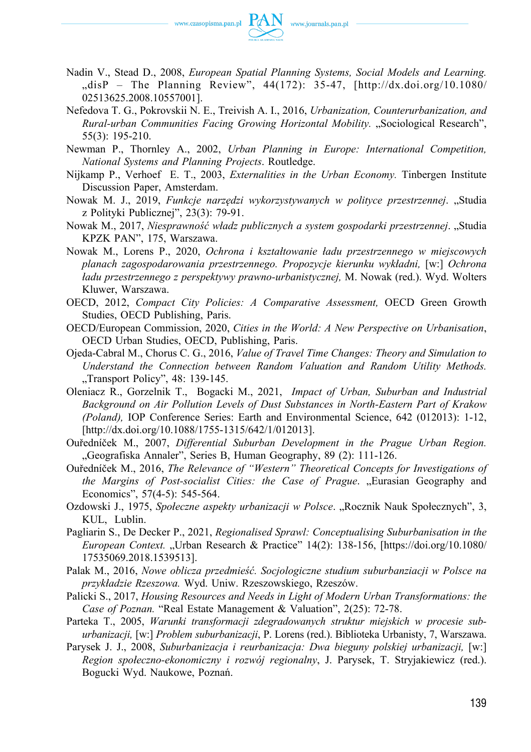Nadin V., Stead D., 2008, *European Spatial Planning Systems, Social Models and Learning.* „disP – The Planning Review", 44(172): 35-47, [http://dx.doi.org/10.1080/02513625.2008.10557001].

Nefedova T. G., Pokrovskii N. E., Treivish A. I., 2016, *Urbanization, Counterurbanization, and Rural-urban Communities Facing Growing Horizontal Mobility.* „Sociological Research", 55(3): 195-210.

Newman P., Thornley A., 2002, *Urban Planning in Europe: International Competition, National Systems and Planning Projects*. Routledge.

Nijkamp P., Verhoef E. T., 2003, *Externalities in the Urban Economy.* Tinbergen Institute Discussion Paper, Amsterdam.

Nowak M. J., 2019, *Funkcje narzędzi wykorzystywanych w polityce przestrzennej*. „Studia z Polityki Publicznej", 23(3): 79-91.

Nowak M., 2017, *Niesprawność władz publicznych a system gospodarki przestrzennej*. „Studia KPZK PAN", 175, Warszawa.

Nowak M., Lorens P., 2020, *Ochrona i kształtowanie ładu przestrzennego w miejscowych planach zagospodarowania przestrzennego. Propozycje kierunku wykładni,* [w:] *Ochrona ładu przestrzennego z perspektywy prawno-urbanistycznej,* M. Nowak (red.). Wyd. Wolters Kluwer, Warszawa.

OECD, 2012, *Compact City Policies: A Comparative Assessment,* OECD Green Growth Studies, OECD Publishing, Paris.

OECD/European Commission, 2020, *Cities in the World: A New Perspective on Urbanisation*, OECD Urban Studies, OECD, Publishing, Paris.

Ojeda-Cabral M., Chorus C. G., 2016, *Value of Travel Time Changes: Theory and Simulation to Understand the Connection between Random Valuation and Random Utility Methods.* „Transport Policy", 48: 139-145.

Oleniacz R., Gorzelnik T., Bogacki M., 2021, *Impact of Urban, Suburban and Industrial Background on Air Pollution Levels of Dust Substances in North-Eastern Part of Krakow (Poland),* IOP Conference Series: Earth and Environmental Science, 642 (012013): 1-12, [http://dx.doi.org/10.1088/1755-1315/642/1/012013].

Ouředníček M., 2007, *Differential Suburban Development in the Prague Urban Region.* „Geografiska Annaler", Series B, Human Geography, 89 (2): 111-126.

Ouředníček M., 2016, *The Relevance of "Western" Theoretical Concepts for Investigations of the Margins of Post-socialist Cities: the Case of Prague*. „Eurasian Geography and Economics", 57(4-5): 545-564.

Ozdowski J., 1975, *Społeczne aspekty urbanizacji w Polsce*. „Rocznik Nauk Społecznych", 3, KUL, Lublin.

Pagliarin S., De Decker P., 2021, *Regionalised Sprawl: Conceptualising Suburbanisation in the European Context.* „Urban Research & Practice" 14(2): 138-156, [https://doi.org/10.1080/17535069.2018.1539513].

Palak M., 2016, *Nowe oblicza przedmieść. Socjologiczne studium suburbanziacji w Polsce na przykładzie Rzeszowa.* Wyd. Uniw. Rzeszowskiego, Rzeszów.

Palicki S., 2017, *Housing Resources and Needs in Light of Modern Urban Transformations: the Case of Poznan.* "Real Estate Management & Valuation", 2(25): 72-78.

Parteka T., 2005, *Warunki transformacji zdegradowanych struktur miejskich w procesie suburbanizacji,* [w:] *Problem suburbanizacji*, P. Lorens (red.). Biblioteka Urbanisty, 7, Warszawa.

Parysek J. J., 2008, *Suburbanizacja i reurbanizacja: Dwa bieguny polskiej urbanizacji,* [w:] *Region społeczno-ekonomiczny i rozwój regionalny*, J. Parysek, T. Stryjakiewicz (red.). Bogucki Wyd. Naukowe, Poznań.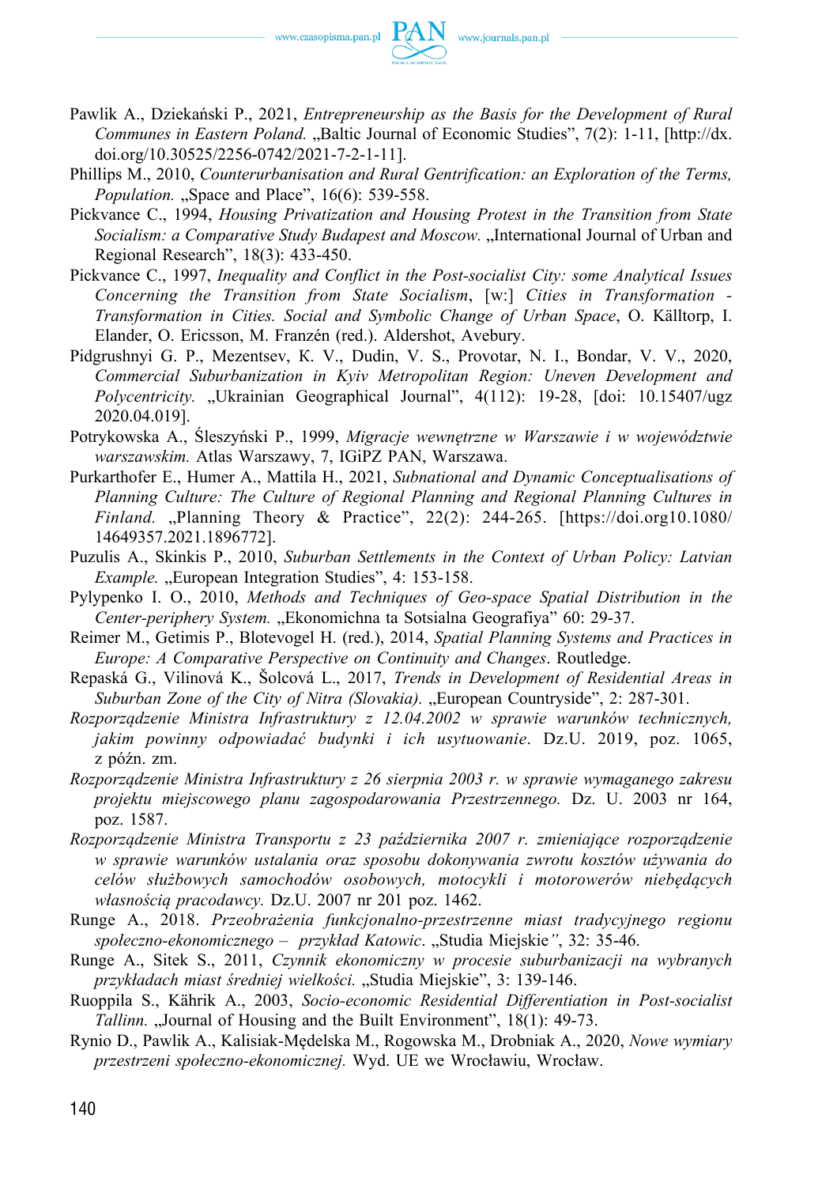Pawlik A., Dziekański P., 2021, *Entrepreneurship as the Basis for the Development of Rural Communes in Eastern Poland.* „Baltic Journal of Economic Studies", 7(2): 1-11, [http://dx.doi.org/10.30525/2256-0742/2021-7-2-1-11].

Phillips M., 2010, *Counterurbanisation and Rural Gentrification: an Exploration of the Terms, Population.* „Space and Place", 16(6): 539-558.

Pickvance C., 1994, *Housing Privatization and Housing Protest in the Transition from State Socialism: a Comparative Study Budapest and Moscow.* „International Journal of Urban and Regional Research", 18(3): 433-450.

Pickvance C., 1997, *Inequality and Conflict in the Post-socialist City: some Analytical Issues Concerning the Transition from State Socialism*, [w:] *Cities in Transformation - Transformation in Cities. Social and Symbolic Change of Urban Space*, O. Källtorp, I. Elander, O. Ericsson, M. Franzén (red.). Aldershot, Avebury.

Pidgrushnyi G. P., Mezentsev, K. V., Dudin, V. S., Provotar, N. I., Bondar, V. V., 2020, *Commercial Suburbanization in Kyiv Metropolitan Region: Uneven Development and Polycentricity.* „Ukrainian Geographical Journal", 4(112): 19-28, [doi: 10.15407/ugz 2020.04.019].

Potrykowska A., Śleszyński P., 1999, *Migracje wewnętrzne w Warszawie i w województwie warszawskim.* Atlas Warszawy, 7, IGiPZ PAN, Warszawa.

Purkarthofer E., Humer A., Mattila H., 2021, *Subnational and Dynamic Conceptualisations of Planning Culture: The Culture of Regional Planning and Regional Planning Cultures in Finland.* „Planning Theory & Practice", 22(2): 244-265. [https://doi.org10.1080/14649357.2021.1896772].

Puzulis A., Skinkis P., 2010, *Suburban Settlements in the Context of Urban Policy: Latvian Example.* „European Integration Studies", 4: 153-158.

Pylypenko I. O., 2010, *Methods and Techniques of Geo-space Spatial Distribution in the Center-periphery System.* „Ekonomichna ta Sotsialna Geografiya" 60: 29-37.

Reimer M., Getimis P., Blotevogel H. (red.), 2014, *Spatial Planning Systems and Practices in Europe: A Comparative Perspective on Continuity and Changes*. Routledge.

Repaská G., Vilinová K., Šolcová L., 2017, *Trends in Development of Residential Areas in Suburban Zone of the City of Nitra (Slovakia).* „European Countryside", 2: 287-301.

*Rozporządzenie Ministra Infrastruktury z 12.04.2002 w sprawie warunków technicznych, jakim powinny odpowiadać budynki i ich usytuowanie*. Dz.U. 2019, poz. 1065, z późn. zm.

*Rozporządzenie Ministra Infrastruktury z 26 sierpnia 2003 r. w sprawie wymaganego zakresu projektu miejscowego planu zagospodarowania Przestrzennego.* Dz. U. 2003 nr 164, poz. 1587.

*Rozporządzenie Ministra Transportu z 23 października 2007 r. zmieniające rozporządzenie w sprawie warunków ustalania oraz sposobu dokonywania zwrotu kosztów używania do celów służbowych samochodów osobowych, motocykli i motorowerów niebędących własnością pracodawcy.* Dz.U. 2007 nr 201 poz. 1462.

Runge A., 2018. *Przeobrażenia funkcjonalno-przestrzenne miast tradycyjnego regionu społeczno-ekonomicznego – przykład Katowic*. „Studia Miejskie", 32: 35-46.

Runge A., Sitek S., 2011, *Czynnik ekonomiczny w procesie suburbanizacji na wybranych przykładach miast średniej wielkości.* „Studia Miejskie", 3: 139-146.

Ruoppila S., Kährik A., 2003, *Socio-economic Residential Differentiation in Post-socialist Tallinn.* „Journal of Housing and the Built Environment", 18(1): 49-73.

Rynio D., Pawlik A., Kalisiak-Mędelska M., Rogowska M., Drobniak A., 2020, *Nowe wymiary przestrzeni społeczno-ekonomicznej.* Wyd. UE we Wrocławiu, Wrocław.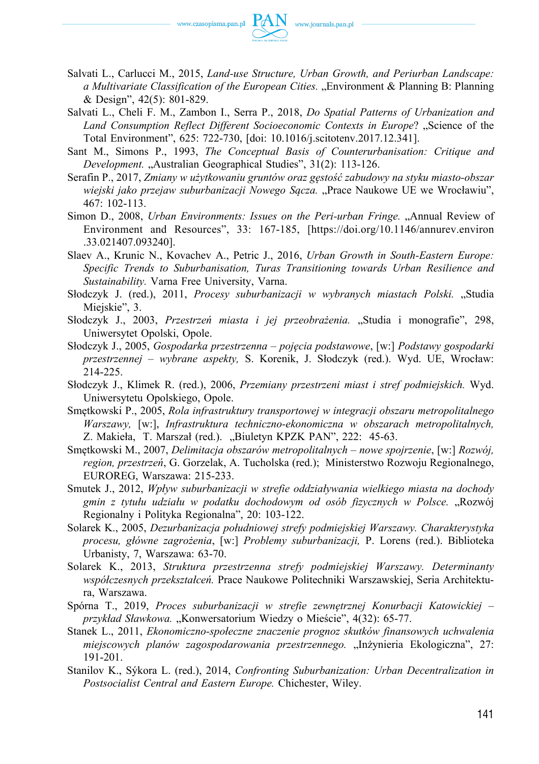Salvati L., Carlucci M., 2015, *Land-use Structure, Urban Growth, and Periurban Landscape: a Multivariate Classification of the European Cities.* „Environment & Planning B: Planning & Design", 42(5): 801-829.

Salvati L., Cheli F. M., Zambon I., Serra P., 2018, *Do Spatial Patterns of Urbanization and Land Consumption Reflect Different Socioeconomic Contexts in Europe*? „Science of the Total Environment", 625: 722-730, [doi: 10.1016/j.scitotenv.2017.12.341].

Sant M., Simons P., 1993, *The Conceptual Basis of Counterurbanisation: Critique and Development.* „Australian Geographical Studies", 31(2): 113-126.

Serafin P., 2017, *Zmiany w użytkowaniu gruntów oraz gęstość zabudowy na styku miasto-obszar wiejski jako przejaw suburbanizacji Nowego Sącza.* „Prace Naukowe UE we Wrocławiu", 467: 102-113.

Simon D., 2008, *Urban Environments: Issues on the Peri-urban Fringe.* „Annual Review of Environment and Resources", 33: 167-185, [https://doi.org/10.1146/annurev.environ.33.021407.093240].

Slaev A., Krunic N., Kovachev A., Petric J., 2016, *Urban Growth in South-Eastern Europe: Specific Trends to Suburbanisation, Turas Transitioning towards Urban Resilience and Sustainability.* Varna Free University, Varna.

Słodczyk J. (red.), 2011, *Procesy suburbanizacji w wybranych miastach Polski.* „Studia Miejskie", 3.

Słodczyk J., 2003, *Przestrzeń miasta i jej przeobrażenia.* „Studia i monografie", 298, Uniwersytet Opolski, Opole.

Słodczyk J., 2005, *Gospodarka przestrzenna – pojęcia podstawowe*, [w:] *Podstawy gospodarki przestrzennej – wybrane aspekty,* S. Korenik, J. Słodczyk (red.). Wyd. UE, Wrocław: 214-225.

Słodczyk J., Klimek R. (red.), 2006, *Przemiany przestrzeni miast i stref podmiejskich.* Wyd. Uniwersytetu Opolskiego, Opole.

Smętkowski P., 2005, *Rola infrastruktury transportowej w integracji obszaru metropolitalnego Warszawy,* [w:], *Infrastruktura techniczno-ekonomiczna w obszarach metropolitalnych,* Z. Makieła, T. Marszał (red.). „Biuletyn KPZK PAN", 222: 45-63.

Smętkowski M., 2007, *Delimitacja obszarów metropolitalnych – nowe spojrzenie*, [w:] *Rozwój, region, przestrzeń*, G. Gorzelak, A. Tucholska (red.); Ministerstwo Rozwoju Regionalnego, EUROREG, Warszawa: 215-233.

Smutek J., 2012, *Wpływ suburbanizacji w strefie oddziaływania wielkiego miasta na dochody gmin z tytułu udziału w podatku dochodowym od osób fizycznych w Polsce.* „Rozwój Regionalny i Polityka Regionalna", 20: 103-122.

Solarek K., 2005, *Dezurbanizacja południowej strefy podmiejskiej Warszawy. Charakterystyka procesu, główne zagrożenia*, [w:] *Problemy suburbanizacji,* P. Lorens (red.). Biblioteka Urbanisty, 7, Warszawa: 63-70.

Solarek K., 2013, *Struktura przestrzenna strefy podmiejskiej Warszawy. Determinanty współczesnych przekształceń.* Prace Naukowe Politechniki Warszawskiej, Seria Architektura, Warszawa.

Spórna T., 2019, *Proces suburbanizacji w strefie zewnętrznej Konurbacji Katowickiej – przykład Sławkowa.* „Konwersatorium Wiedzy o Mieście", 4(32): 65-77.

Stanek L., 2011, *Ekonomiczno-społeczne znaczenie prognoz skutków finansowych uchwalenia miejscowych planów zagospodarowania przestrzennego.* „Inżynieria Ekologiczna", 27: 191-201.

Stanilov K., Sýkora L. (red.), 2014, *Confronting Suburbanization: Urban Decentralization in Postsocialist Central and Eastern Europe.* Chichester, Wiley.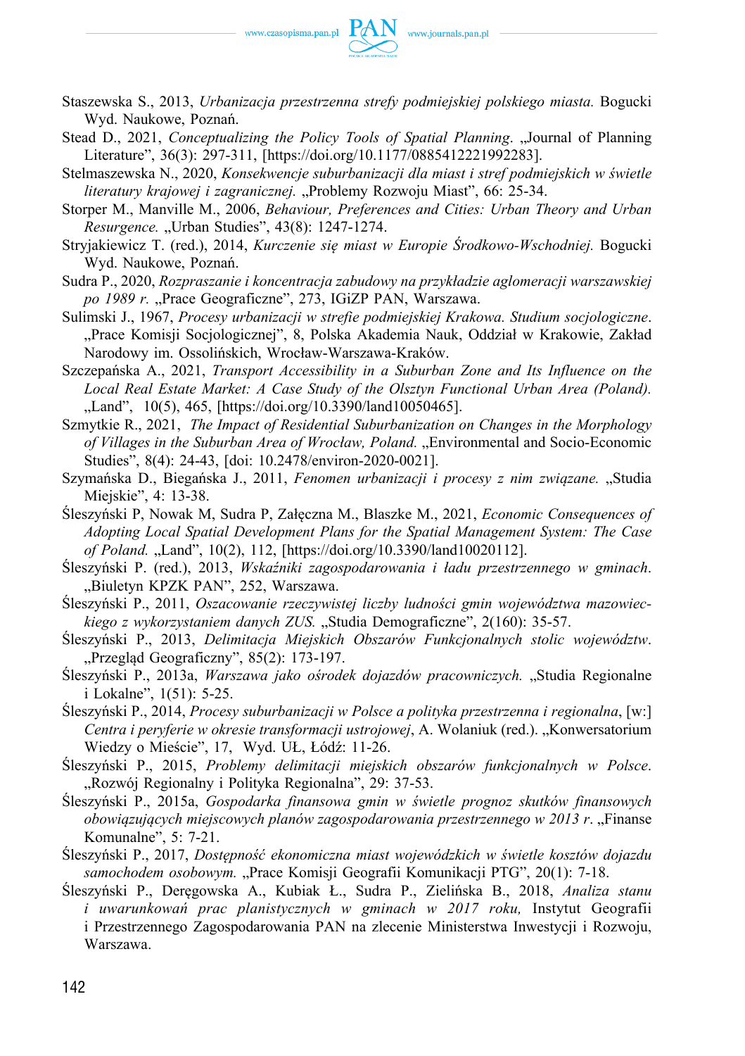Staszewska S., 2013, *Urbanizacja przestrzenna strefy podmiejskiej polskiego miasta.* Bogucki Wyd. Naukowe, Poznań.

Stead D., 2021, *Conceptualizing the Policy Tools of Spatial Planning*. „Journal of Planning Literature", 36(3): 297-311, [https://doi.org/10.1177/0885412221992283].

Stelmaszewska N., 2020, *Konsekwencje suburbanizacji dla miast i stref podmiejskich w świetle literatury krajowej i zagranicznej.* „Problemy Rozwoju Miast", 66: 25-34.

Storper M., Manville M., 2006, *Behaviour, Preferences and Cities: Urban Theory and Urban Resurgence.* „Urban Studies", 43(8): 1247-1274.

Stryjakiewicz T. (red.), 2014, *Kurczenie się miast w Europie Środkowo-Wschodniej.* Bogucki Wyd. Naukowe, Poznań.

Sudra P., 2020, *Rozpraszanie i koncentracja zabudowy na przykładzie aglomeracji warszawskiej po 1989 r.* „Prace Geograficzne", 273, IGiZP PAN, Warszawa.

Sulimski J., 1967, *Procesy urbanizacji w strefie podmiejskiej Krakowa. Studium socjologiczne*. „Prace Komisji Socjologicznej", 8, Polska Akademia Nauk, Oddział w Krakowie, Zakład Narodowy im. Ossolińskich, Wrocław-Warszawa-Kraków.

Szczepańska A., 2021, *Transport Accessibility in a Suburban Zone and Its Influence on the Local Real Estate Market: A Case Study of the Olsztyn Functional Urban Area (Poland).* „Land", 10(5), 465, [https://doi.org/10.3390/land10050465].

Szmytkie R., 2021, *The Impact of Residential Suburbanization on Changes in the Morphology of Villages in the Suburban Area of Wrocław, Poland.* „Environmental and Socio-Economic Studies", 8(4): 24-43, [doi: 10.2478/environ-2020-0021].

Szymańska D., Biegańska J., 2011, *Fenomen urbanizacji i procesy z nim związane.* „Studia Miejskie", 4: 13-38.

Śleszyński P, Nowak M, Sudra P, Załęczna M., Blaszke M., 2021, *Economic Consequences of Adopting Local Spatial Development Plans for the Spatial Management System: The Case of Poland.* „Land", 10(2), 112, [https://doi.org/10.3390/land10020112].

Śleszyński P. (red.), 2013, *Wskaźniki zagospodarowania i ładu przestrzennego w gminach*. „Biuletyn KPZK PAN", 252, Warszawa.

Śleszyński P., 2011, *Oszacowanie rzeczywistej liczby ludności gmin województwa mazowieckiego z wykorzystaniem danych ZUS.* „Studia Demograficzne", 2(160): 35-57.

Śleszyński P., 2013, *Delimitacja Miejskich Obszarów Funkcjonalnych stolic województw*. „Przegląd Geograficzny", 85(2): 173-197.

Śleszyński P., 2013a, *Warszawa jako ośrodek dojazdów pracowniczych.* „Studia Regionalne i Lokalne", 1(51): 5-25.

Śleszyński P., 2014, *Procesy suburbanizacji w Polsce a polityka przestrzenna i regionalna*, [w:] *Centra i peryferie w okresie transformacji ustrojowej*, A. Wolaniuk (red.). „Konwersatorium Wiedzy o Mieście", 17, Wyd. UŁ, Łódź: 11-26.

Śleszyński P., 2015, *Problemy delimitacji miejskich obszarów funkcjonalnych w Polsce*. „Rozwój Regionalny i Polityka Regionalna", 29: 37-53.

Śleszyński P., 2015a, *Gospodarka finansowa gmin w świetle prognoz skutków finansowych obowiązujących miejscowych planów zagospodarowania przestrzennego w 2013 r*. „Finanse Komunalne", 5: 7-21.

Śleszyński P., 2017, *Dostępność ekonomiczna miast wojewódzkich w świetle kosztów dojazdu samochodem osobowym.* „Prace Komisji Geografii Komunikacji PTG", 20(1): 7-18.

Śleszyński P., Deręgowska A., Kubiak Ł., Sudra P., Zielińska B., 2018, *Analiza stanu i uwarunkowań prac planistycznych w gminach w 2017 roku,* Instytut Geografii i Przestrzennego Zagospodarowania PAN na zlecenie Ministerstwa Inwestycji i Rozwoju, Warszawa.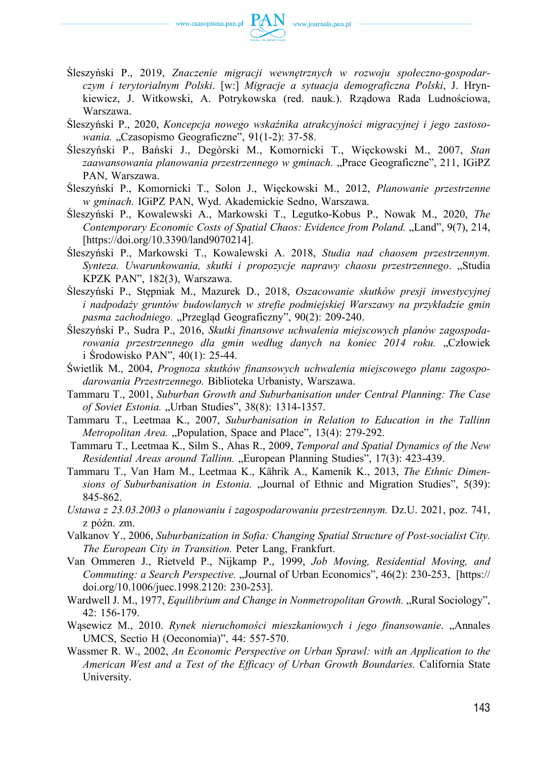Śleszyński P., 2019, *Znaczenie migracji wewnętrznych w rozwoju społeczno-gospodarczym i terytorialnym Polski*. [w:] *Migracje a sytuacja demograficzna Polski*, J. Hrynkiewicz, J. Witkowski, A. Potrykowska (red. nauk.). Rządowa Rada Ludnościowa, Warszawa.

Śleszyński P., 2020, *Koncepcja nowego wskaźnika atrakcyjności migracyjnej i jego zastosowania.* „Czasopismo Geograficzne", 91(1-2): 37-58.

Śleszyński P., Bański J., Degórski M., Komornicki T., Więckowski M., 2007, *Stan zaawansowania planowania przestrzennego w gminach.* „Prace Geograficzne", 211, IGiPZ PAN, Warszawa.

Śleszyński P., Komornicki T., Solon J., Więckowski M., 2012, *Planowanie przestrzenne w gminach.* IGiPZ PAN, Wyd. Akademickie Sedno, Warszawa.

Śleszyński P., Kowalewski A., Markowski T., Legutko-Kobus P., Nowak M., 2020, *The Contemporary Economic Costs of Spatial Chaos: Evidence from Poland.* „Land", 9(7), 214, [https://doi.org/10.3390/land9070214].

Śleszyński P., Markowski T., Kowalewski A. 2018, *Studia nad chaosem przestrzennym. Synteza. Uwarunkowania, skutki i propozycje naprawy chaosu przestrzennego*. „Studia KPZK PAN", 182(3), Warszawa.

Śleszyński P., Stępniak M., Mazurek D., 2018, *Oszacowanie skutków presji inwestycyjnej i nadpodaży gruntów budowlanych w strefie podmiejskiej Warszawy na przykładzie gmin pasma zachodniego.* „Przegląd Geograficzny", 90(2): 209-240.

Śleszyński P., Sudra P., 2016, *Skutki finansowe uchwalenia miejscowych planów zagospodarowania przestrzennego dla gmin według danych na koniec 2014 roku.* „Człowiek i Środowisko PAN", 40(1): 25-44.

Świetlik M., 2004, *Prognoza skutków finansowych uchwalenia miejscowego planu zagospodarowania Przestrzennego.* Biblioteka Urbanisty, Warszawa.

Tammaru T., 2001, *Suburban Growth and Suburbanisation under Central Planning: The Case of Soviet Estonia.* „Urban Studies", 38(8): 1314-1357.

Tammaru T., Leetmaa K., 2007, *Suburbanisation in Relation to Education in the Tallinn Metropolitan Area.* „Population, Space and Place", 13(4): 279-292.

Tammaru T., Leetmaa K., Silm S., Ahas R., 2009, *Temporal and Spatial Dynamics of the New Residential Areas around Tallinn.* „European Planning Studies", 17(3): 423-439.

Tammaru T., Van Ham M., Leetmaa K., Kährik A., Kamenik K., 2013, *The Ethnic Dimensions of Suburbanisation in Estonia.* „Journal of Ethnic and Migration Studies", 5(39): 845-862.

*Ustawa z 23.03.2003 o planowaniu i zagospodarowaniu przestrzennym.* Dz.U. 2021, poz. 741, z późn. zm.

Valkanov Y., 2006, *Suburbanization in Sofia: Changing Spatial Structure of Post-socialist City. The European City in Transition.* Peter Lang, Frankfurt.

Van Ommeren J., Rietveld P., Nijkamp P., 1999, *Job Moving, Residential Moving, and Commuting: a Search Perspective.* „Journal of Urban Economics", 46(2): 230-253, [https://doi.org/10.1006/juec.1998.2120: 230-253].

Wardwell J. M., 1977, *Equilibrium and Change in Nonmetropolitan Growth.* „Rural Sociology", 42: 156-179.

Wąsewicz M., 2010. *Rynek nieruchomości mieszkaniowych i jego finansowanie*. „Annales UMCS, Sectio H (Oeconomia)", 44: 557-570.

Wassmer R. W., 2002, *An Economic Perspective on Urban Sprawl: with an Application to the American West and a Test of the Efficacy of Urban Growth Boundaries.* California State University.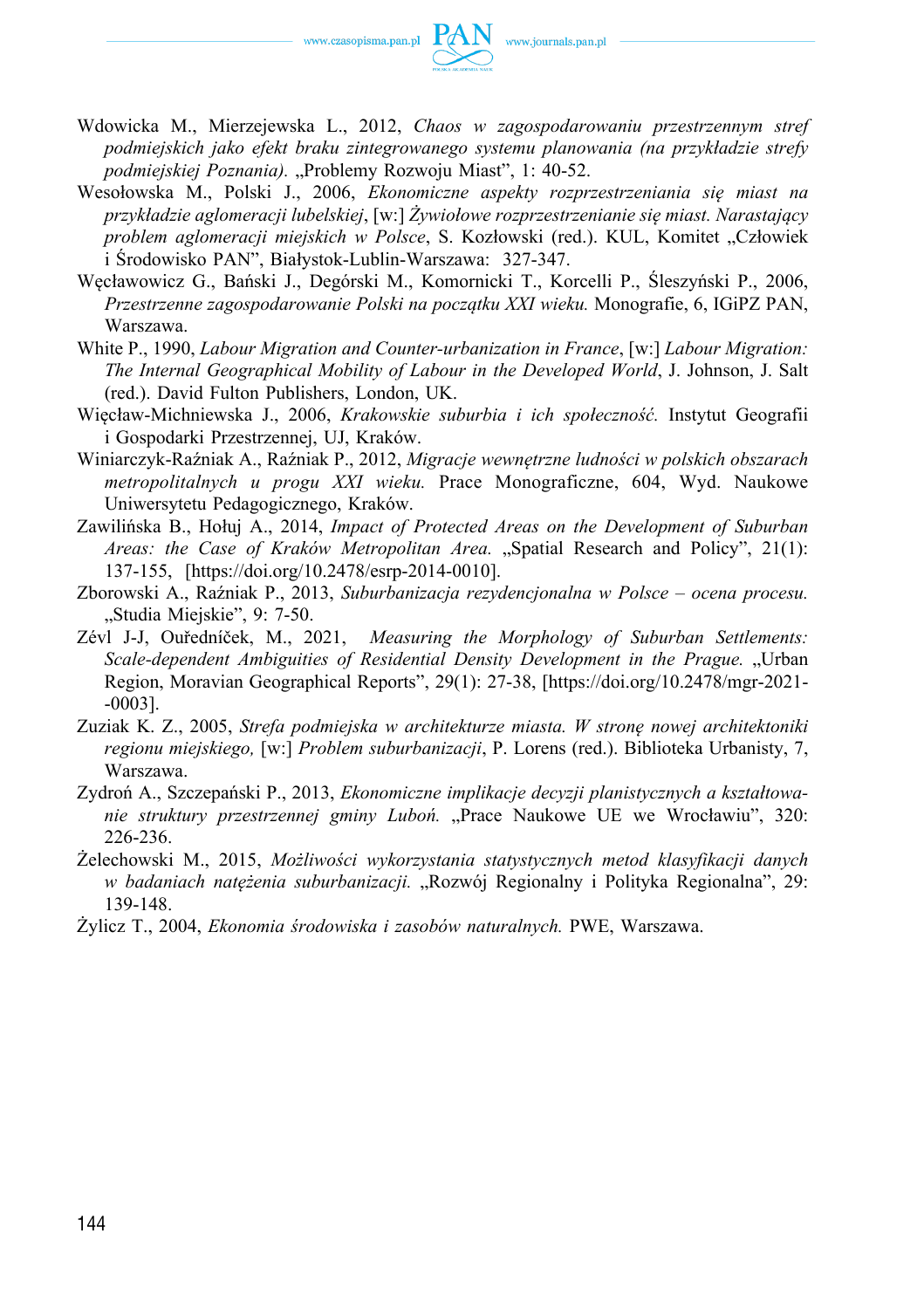Wdowicka M., Mierzejewska L., 2012, *Chaos w zagospodarowaniu przestrzennym stref podmiejskich jako efekt braku zintegrowanego systemu planowania (na przykładzie strefy podmiejskiej Poznania).* „Problemy Rozwoju Miast", 1: 40-52.

Wesołowska M., Polski J., 2006, *Ekonomiczne aspekty rozprzestrzeniania się miast na przykładzie aglomeracji lubelskiej*, [w:] *Żywiołowe rozprzestrzenianie się miast. Narastający problem aglomeracji miejskich w Polsce*, S. Kozłowski (red.). KUL, Komitet „Człowiek i Środowisko PAN", Białystok-Lublin-Warszawa: 327-347.

Węcławowicz G., Bański J., Degórski M., Komornicki T., Korcelli P., Śleszyński P., 2006, *Przestrzenne zagospodarowanie Polski na początku XXI wieku.* Monografie, 6, IGiPZ PAN, Warszawa.

White P., 1990, *Labour Migration and Counter-urbanization in France*, [w:] *Labour Migration: The Internal Geographical Mobility of Labour in the Developed World*, J. Johnson, J. Salt (red.). David Fulton Publishers, London, UK.

Więcław-Michniewska J., 2006, *Krakowskie suburbia i ich społeczność.* Instytut Geografii i Gospodarki Przestrzennej, UJ, Kraków.

Winiarczyk-Raźniak A., Raźniak P., 2012, *Migracje wewnętrzne ludności w polskich obszarach metropolitalnych u progu XXI wieku.* Prace Monograficzne, 604, Wyd. Naukowe Uniwersytetu Pedagogicznego, Kraków.

Zawilińska B., Hołuj A., 2014, *Impact of Protected Areas on the Development of Suburban Areas: the Case of Kraków Metropolitan Area.* „Spatial Research and Policy", 21(1): 137-155, [https://doi.org/10.2478/esrp-2014-0010].

Zborowski A., Raźniak P., 2013, *Suburbanizacja rezydencjonalna w Polsce – ocena procesu.* „Studia Miejskie", 9: 7-50.

Zévl J-J, Ouředníček, M., 2021, *Measuring the Morphology of Suburban Settlements: Scale-dependent Ambiguities of Residential Density Development in the Prague.* „Urban Region, Moravian Geographical Reports", 29(1): 27-38, [https://doi.org/10.2478/mgr-2021--0003].

Zuziak K. Z., 2005, *Strefa podmiejska w architekturze miasta. W stronę nowej architektoniki regionu miejskiego,* [w:] *Problem suburbanizacji*, P. Lorens (red.). Biblioteka Urbanisty, 7, Warszawa.

Zydroń A., Szczepański P., 2013, *Ekonomiczne implikacje decyzji planistycznych a kształtowanie struktury przestrzennej gminy Luboń.* „Prace Naukowe UE we Wrocławiu", 320: 226-236.

Żelechowski M., 2015, *Możliwości wykorzystania statystycznych metod klasyfikacji danych w badaniach natężenia suburbanizacji.* „Rozwój Regionalny i Polityka Regionalna", 29: 139-148.

Żylicz T., 2004, *Ekonomia środowiska i zasobów naturalnych.* PWE, Warszawa.